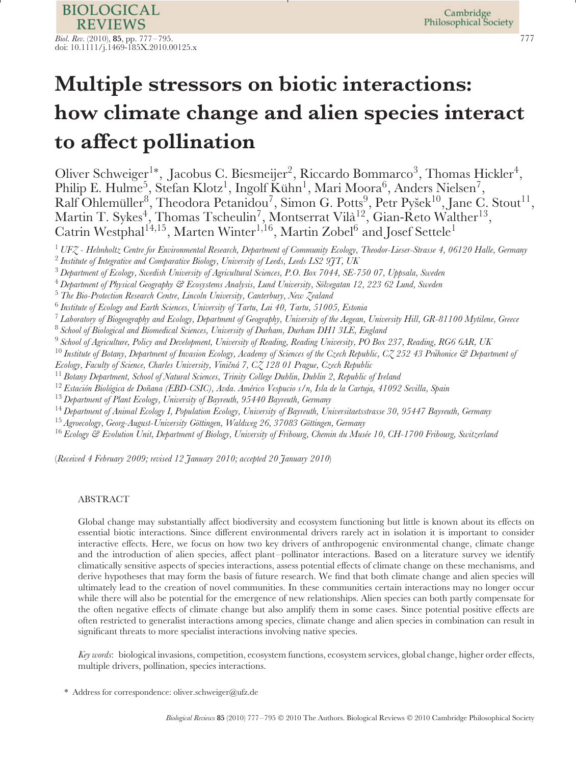# Multiple stressors on biotic interactions: how climate change and alien species interact to affect pollination

Oliver Schweiger[1]*, Jacobus C. Biesmeijer[2], Riccardo Bommarco[3], Thomas Hickler[4], Philip E. Hulme[5], Stefan Klotz[1], Ingolf Kühn[1], Mari Moora[6], Anders Nielsen[7], Ralf Ohlemüller[8], Theodora Petanidou[7], Simon G. Potts[9], Petr Pyšek[10], Jane C. Stout[11], Martin T. Sykes[4], Thomas Tscheulin[7], Montserrat Vilà[12], Gian-Reto Walther[13], Catrin Westphal[14,15], Marten Winter[1,16], Martin Zobel[6] and Josef Settele[1]

[1] *UFZ - Helmholtz Centre for Environmental Research, Department of Community Ecology, Theodor-Lieser-Strasse 4, 06120 Halle, Germany*
[2] *Institute of Integrative and Comparative Biology, University of Leeds, Leeds LS2 9JT, UK*
[3] *Department of Ecology, Swedish University of Agricultural Sciences, P.O. Box 7044, SE-750 07, Uppsala, Sweden*
[4] *Department of Physical Geography & Ecosystems Analysis, Lund University, Sölvegatan 12, 223 62 Lund, Sweden*
[5] *The Bio-Protection Research Centre, Lincoln University, Canterbury, New Zealand*
[6] *Institute of Ecology and Earth Sciences, University of Tartu, Lai 40, Tartu, 51005, Estonia*
[7] *Laboratory of Biogeography and Ecology, Department of Geography, University of the Aegean, University Hill, GR-81100 Mytilene, Greece*
[8] *School of Biological and Biomedical Sciences, University of Durham, Durham DH1 3LE, England*
[9] *School of Agriculture, Policy and Development, University of Reading, Reading University, PO Box 237, Reading, RG6 6AR, UK*
[10] *Institute of Botany, Department of Invasion Ecology, Academy of Sciences of the Czech Republic, CZ 252 43 Průhonice & Department of Ecology, Faculty of Science, Charles University, Viničná 7, CZ 128 01 Prague, Czech Republic*
[11] *Botany Department, School of Natural Sciences, Trinity College Dublin, Dublin 2, Republic of Ireland*
[12] *Estación Biológica de Doñana (EBD-CSIC), Avda. Américo Vespucio s/n, Isla de la Cartuja, 41092 Sevilla, Spain*
[13] *Department of Plant Ecology, University of Bayreuth, 95440 Bayreuth, Germany*
[14] *Department of Animal Ecology I, Population Ecology, University of Bayreuth, Universitaetsstrasse 30, 95447 Bayreuth, Germany*
[15] *Agroecology, Georg-August-University Göttingen, Waldweg 26, 37083 Göttingen, Germany*
[16] *Ecology & Evolution Unit, Department of Biology, University of Fribourg, Chemin du Musée 10, CH-1700 Fribourg, Switzerland*

(*Received 4 February 2009; revised 12 January 2010; accepted 20 January 2010*)

## ABSTRACT

Global change may substantially affect biodiversity and ecosystem functioning but little is known about its effects on essential biotic interactions. Since different environmental drivers rarely act in isolation it is important to consider interactive effects. Here, we focus on how two key drivers of anthropogenic environmental change, climate change and the introduction of alien species, affect plant–pollinator interactions. Based on a literature survey we identify climatically sensitive aspects of species interactions, assess potential effects of climate change on these mechanisms, and derive hypotheses that may form the basis of future research. We find that both climate change and alien species will ultimately lead to the creation of novel communities. In these communities certain interactions may no longer occur while there will also be potential for the emergence of new relationships. Alien species can both partly compensate for the often negative effects of climate change but also amplify them in some cases. Since potential positive effects are often restricted to generalist interactions among species, climate change and alien species in combination can result in significant threats to more specialist interactions involving native species.

*Key words*: biological invasions, competition, ecosystem functions, ecosystem services, global change, higher order effects, multiple drivers, pollination, species interactions.

\* Address for correspondence: oliver.schweiger@ufz.de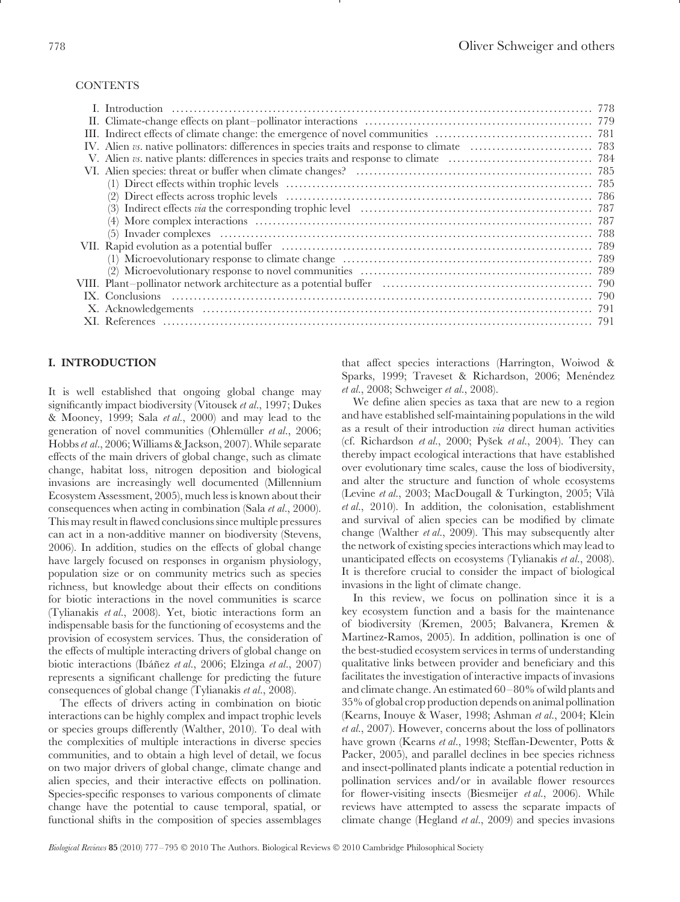CONTENTS

I. Introduction ........ 778
II. Climate-change effects on plant–pollinator interactions ........ 779
III. Indirect effects of climate change: the emergence of novel communities ........ 781
IV. Alien *vs.* native pollinators: differences in species traits and response to climate ........ 783
V. Alien *vs.* native plants: differences in species traits and response to climate ........ 784
VI. Alien species: threat or buffer when climate changes? ........ 785
  (1) Direct effects within trophic levels ........ 785
  (2) Direct effects across trophic levels ........ 786
  (3) Indirect effects *via* the corresponding trophic level ........ 787
  (4) More complex interactions ........ 787
  (5) Invader complexes ........ 788
VII. Rapid evolution as a potential buffer ........ 789
  (1) Microevolutionary response to climate change ........ 789
  (2) Microevolutionary response to novel communities ........ 789
VIII. Plant–pollinator network architecture as a potential buffer ........ 790
IX. Conclusions ........ 790
X. Acknowledgements ........ 791
XI. References ........ 791

## I. INTRODUCTION

It is well established that ongoing global change may significantly impact biodiversity (Vitousek *et al.*, 1997; Dukes & Mooney, 1999; Sala *et al.*, 2000) and may lead to the generation of novel communities (Ohlemüller *et al.*, 2006; Hobbs *et al.*, 2006; Williams & Jackson, 2007). While separate effects of the main drivers of global change, such as climate change, habitat loss, nitrogen deposition and biological invasions are increasingly well documented (Millennium Ecosystem Assessment, 2005), much less is known about their consequences when acting in combination (Sala *et al.*, 2000). This may result in flawed conclusions since multiple pressures can act in a non-additive manner on biodiversity (Stevens, 2006). In addition, studies on the effects of global change have largely focused on responses in organism physiology, population size or on community metrics such as species richness, but knowledge about their effects on conditions for biotic interactions in the novel communities is scarce (Tylianakis *et al.*, 2008). Yet, biotic interactions form an indispensable basis for the functioning of ecosystems and the provision of ecosystem services. Thus, the consideration of the effects of multiple interacting drivers of global change on biotic interactions (Ibáñez *et al.*, 2006; Elzinga *et al.*, 2007) represents a significant challenge for predicting the future consequences of global change (Tylianakis *et al.*, 2008).

The effects of drivers acting in combination on biotic interactions can be highly complex and impact trophic levels or species groups differently (Walther, 2010). To deal with the complexities of multiple interactions in diverse species communities, and to obtain a high level of detail, we focus on two major drivers of global change, climate change and alien species, and their interactive effects on pollination. Species-specific responses to various components of climate change have the potential to cause temporal, spatial, or functional shifts in the composition of species assemblages that affect species interactions (Harrington, Woiwod & Sparks, 1999; Traveset & Richardson, 2006; Menéndez *et al.*, 2008; Schweiger *et al.*, 2008).

We define alien species as taxa that are new to a region and have established self-maintaining populations in the wild as a result of their introduction *via* direct human activities (cf. Richardson *et al.*, 2000; Pyšek *et al.*, 2004). They can thereby impact ecological interactions that have established over evolutionary time scales, cause the loss of biodiversity, and alter the structure and function of whole ecosystems (Levine *et al.*, 2003; MacDougall & Turkington, 2005; Vilà *et al.*, 2010). In addition, the colonisation, establishment and survival of alien species can be modified by climate change (Walther *et al.*, 2009). This may subsequently alter the network of existing species interactions which may lead to unanticipated effects on ecosystems (Tylianakis *et al.*, 2008). It is therefore crucial to consider the impact of biological invasions in the light of climate change.

In this review, we focus on pollination since it is a key ecosystem function and a basis for the maintenance of biodiversity (Kremen, 2005; Balvanera, Kremen & Martinez-Ramos, 2005). In addition, pollination is one of the best-studied ecosystem services in terms of understanding qualitative links between provider and beneficiary and this facilitates the investigation of interactive impacts of invasions and climate change. An estimated 60–80% of wild plants and 35% of global crop production depends on animal pollination (Kearns, Inouye & Waser, 1998; Ashman *et al.*, 2004; Klein *et al.*, 2007). However, concerns about the loss of pollinators have grown (Kearns *et al.*, 1998; Steffan-Dewenter, Potts & Packer, 2005), and parallel declines in bee species richness and insect-pollinated plants indicate a potential reduction in pollination services and/or in available flower resources for flower-visiting insects (Biesmeijer *et al.*, 2006). While reviews have attempted to assess the separate impacts of climate change (Hegland *et al.*, 2009) and species invasions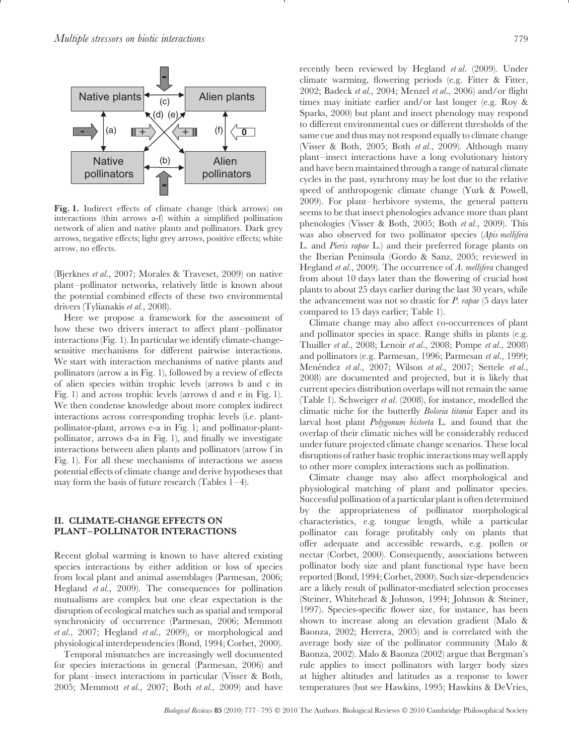**Fig. 1.** Indirect effects of climate change (thick arrows) on interactions (thin arrows a-f) within a simplified pollination network of alien and native plants and pollinators. Dark grey arrows, negative effects; light grey arrows, positive effects; white arrow, no effects.

(Bjerknes *et al.*, 2007; Morales & Traveset, 2009) on native plant–pollinator networks, relatively little is known about the potential combined effects of these two environmental drivers (Tylianakis *et al.*, 2008).

Here we propose a framework for the assessment of how these two drivers interact to affect plant–pollinator interactions (Fig. 1). In particular we identify climate-change-sensitive mechanisms for different pairwise interactions. We start with interaction mechanisms of native plants and pollinators (arrow a in Fig. 1), followed by a review of effects of alien species within trophic levels (arrows b and c in Fig. 1) and across trophic levels (arrows d and e in Fig. 1). We then condense knowledge about more complex indirect interactions across corresponding trophic levels (i.e. plant-pollinator-plant, arrows e-a in Fig. 1; and pollinator-plant-pollinator, arrows d-a in Fig. 1), and finally we investigate interactions between alien plants and pollinators (arrow f in Fig. 1). For all these mechanisms of interactions we assess potential effects of climate change and derive hypotheses that may form the basis of future research (Tables 1–4).

## II. CLIMATE-CHANGE EFFECTS ON PLANT–POLLINATOR INTERACTIONS

Recent global warming is known to have altered existing species interactions by either addition or loss of species from local plant and animal assemblages (Parmesan, 2006; Hegland *et al.*, 2009). The consequences for pollination mutualisms are complex but one clear expectation is the disruption of ecological matches such as spatial and temporal synchronicity of occurrence (Parmesan, 2006; Memmott *et al.*, 2007; Hegland *et al.*, 2009), or morphological and physiological interdependencies (Bond, 1994; Corbet, 2000).

Temporal mismatches are increasingly well documented for species interactions in general (Parmesan, 2006) and for plant–insect interactions in particular (Visser & Both, 2005; Memmott *et al.*, 2007; Both *et al.*, 2009) and have recently been reviewed by Hegland *et al.* (2009). Under climate warming, flowering periods (e.g. Fitter & Fitter, 2002; Badeck *et al.*, 2004; Menzel *et al.*, 2006) and/or flight times may initiate earlier and/or last longer (e.g. Roy & Sparks, 2000) but plant and insect phenology may respond to different environmental cues or different thresholds of the same cue and thus may not respond equally to climate change (Visser & Both, 2005; Both *et al.*, 2009). Although many plant–insect interactions have a long evolutionary history and have been maintained through a range of natural climate cycles in the past, synchrony may be lost due to the relative speed of anthropogenic climate change (Yurk & Powell, 2009). For plant–herbivore systems, the general pattern seems to be that insect phenologies advance more than plant phenologies (Visser & Both, 2005; Both *et al.*, 2009). This was also observed for two pollinator species (*Apis mellifera* L. and *Pieris rapae* L.) and their preferred forage plants on the Iberian Peninsula (Gordo & Sanz, 2005; reviewed in Hegland *et al.*, 2009). The occurrence of *A. mellifera* changed from about 10 days later than the flowering of crucial host plants to about 25 days earlier during the last 30 years, while the advancement was not so drastic for *P. rapae* (5 days later compared to 15 days earlier; Table 1).

Climate change may also affect co-occurrences of plant and pollinator species in space. Range shifts in plants (e.g. Thuiller *et al.*, 2008; Lenoir *et al.*, 2008; Pompe *et al.*, 2008) and pollinators (e.g. Parmesan, 1996; Parmesan *et al.*, 1999; Menéndez *et al.*, 2007; Wilson *et al.*, 2007; Settele *et al.*, 2008) are documented and projected, but it is likely that current species distribution overlaps will not remain the same (Table 1). Schweiger *et al.* (2008), for instance, modelled the climatic niche for the butterfly *Boloria titania* Esper and its larval host plant *Polygonum bistorta* L. and found that the overlap of their climatic niches will be considerably reduced under future projected climate change scenarios. These local disruptions of rather basic trophic interactions may well apply to other more complex interactions such as pollination.

Climate change may also affect morphological and physiological matching of plant and pollinator species. Successful pollination of a particular plant is often determined by the appropriateness of pollinator morphological characteristics, e.g. tongue length, while a particular pollinator can forage profitably only on plants that offer adequate and accessible rewards, e.g. pollen or nectar (Corbet, 2000). Consequently, associations between pollinator body size and plant functional type have been reported (Bond, 1994; Corbet, 2000). Such size-dependencies are a likely result of pollinator-mediated selection processes (Steiner, Whitehead & Johnson, 1994; Johnson & Steiner, 1997). Species-specific flower size, for instance, has been shown to increase along an elevation gradient (Malo & Baonza, 2002; Herrera, 2005) and is correlated with the average body size of the pollinator community (Malo & Baonza, 2002). Malo & Baonza (2002) argue that Bergman's rule applies to insect pollinators with larger body sizes at higher altitudes and latitudes as a response to lower temperatures (but see Hawkins, 1995; Hawkins & DeVries,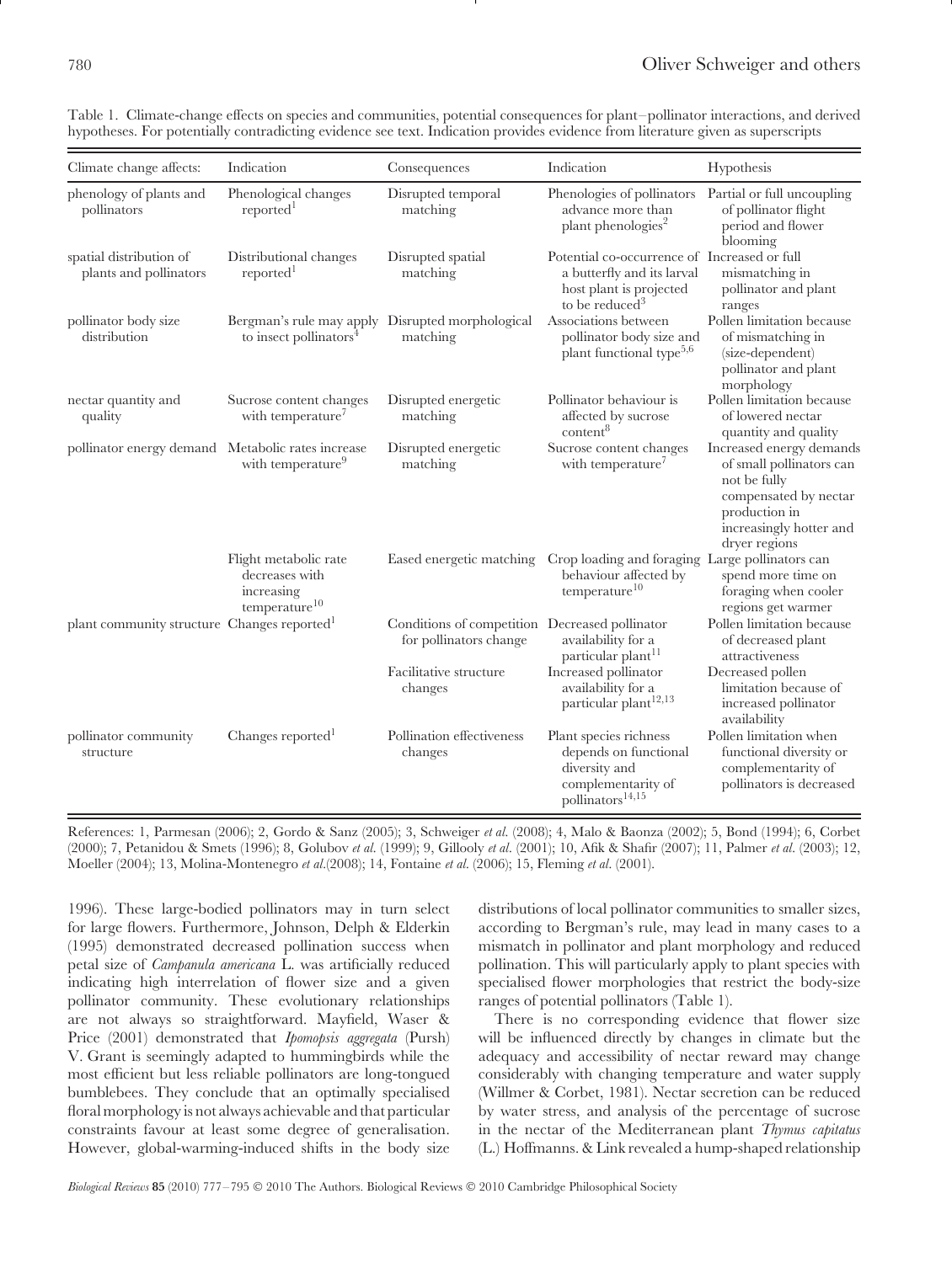Table 1. Climate-change effects on species and communities, potential consequences for plant–pollinator interactions, and derived hypotheses. For potentially contradicting evidence see text. Indication provides evidence from literature given as superscripts

| Climate change affects: | Indication | Consequences | Indication | Hypothesis |
|---|---|---|---|---|
| phenology of plants and pollinators | Phenological changes reported[1] | Disrupted temporal matching | Phenologies of pollinators advance more than plant phenologies[2] | Partial or full uncoupling of pollinator flight period and flower blooming |
| spatial distribution of plants and pollinators | Distributional changes reported[1] | Disrupted spatial matching | Potential co-occurrence of a butterfly and its larval host plant is projected to be reduced[3] | Increased or full mismatching in pollinator and plant ranges |
| pollinator body size distribution | Bergman's rule may apply to insect pollinators[4] | Disrupted morphological matching | Associations between pollinator body size and plant functional type[5,6] | Pollen limitation because of mismatching in (size-dependent) pollinator and plant morphology |
| nectar quantity and quality | Sucrose content changes with temperature[7] | Disrupted energetic matching | Pollinator behaviour is affected by sucrose content[8] | Pollen limitation because of lowered nectar quantity and quality |
| pollinator energy demand | Metabolic rates increase with temperature[9] | Disrupted energetic matching | Sucrose content changes with temperature[7] | Increased energy demands of small pollinators can not be fully compensated by nectar production in increasingly hotter and dryer regions |
| | Flight metabolic rate decreases with increasing temperature[10] | Eased energetic matching | Crop loading and foraging behaviour affected by temperature[10] | Large pollinators can spend more time on foraging when cooler regions get warmer |
| plant community structure | Changes reported[1] | Conditions of competition for pollinators change | Decreased pollinator availability for a particular plant[11] | Pollen limitation because of decreased plant attractiveness |
| | | Facilitative structure changes | Increased pollinator availability for a particular plant[12,13] | Decreased pollen limitation because of increased pollinator availability |
| pollinator community structure | Changes reported[1] | Pollination effectiveness changes | Plant species richness depends on functional diversity and complementarity of pollinators[14,15] | Pollen limitation when functional diversity or complementarity of pollinators is decreased |

References: 1, Parmesan (2006); 2, Gordo & Sanz (2005); 3, Schweiger *et al.* (2008); 4, Malo & Baonza (2002); 5, Bond (1994); 6, Corbet (2000); 7, Petanidou & Smets (1996); 8, Golubov *et al.* (1999); 9, Gillooly *et al.* (2001); 10, Afik & Shafir (2007); 11, Palmer *et al.* (2003); 12, Moeller (2004); 13, Molina-Montenegro *et al.*(2008); 14, Fontaine *et al.* (2006); 15, Fleming *et al.* (2001).

1996). These large-bodied pollinators may in turn select for large flowers. Furthermore, Johnson, Delph & Elderkin (1995) demonstrated decreased pollination success when petal size of *Campanula americana* L. was artificially reduced indicating high interrelation of flower size and a given pollinator community. These evolutionary relationships are not always so straightforward. Mayfield, Waser & Price (2001) demonstrated that *Ipomopsis aggregata* (Pursh) V. Grant is seemingly adapted to hummingbirds while the most efficient but less reliable pollinators are long-tongued bumblebees. They conclude that an optimally specialised floral morphology is not always achievable and that particular constraints favour at least some degree of generalisation. However, global-warming-induced shifts in the body size distributions of local pollinator communities to smaller sizes, according to Bergman's rule, may lead in many cases to a mismatch in pollinator and plant morphology and reduced pollination. This will particularly apply to plant species with specialised flower morphologies that restrict the body-size ranges of potential pollinators (Table 1).

There is no corresponding evidence that flower size will be influenced directly by changes in climate but the adequacy and accessibility of nectar reward may change considerably with changing temperature and water supply (Willmer & Corbet, 1981). Nectar secretion can be reduced by water stress, and analysis of the percentage of sucrose in the nectar of the Mediterranean plant *Thymus capitatus* (L.) Hoffmanns. & Link revealed a hump-shaped relationship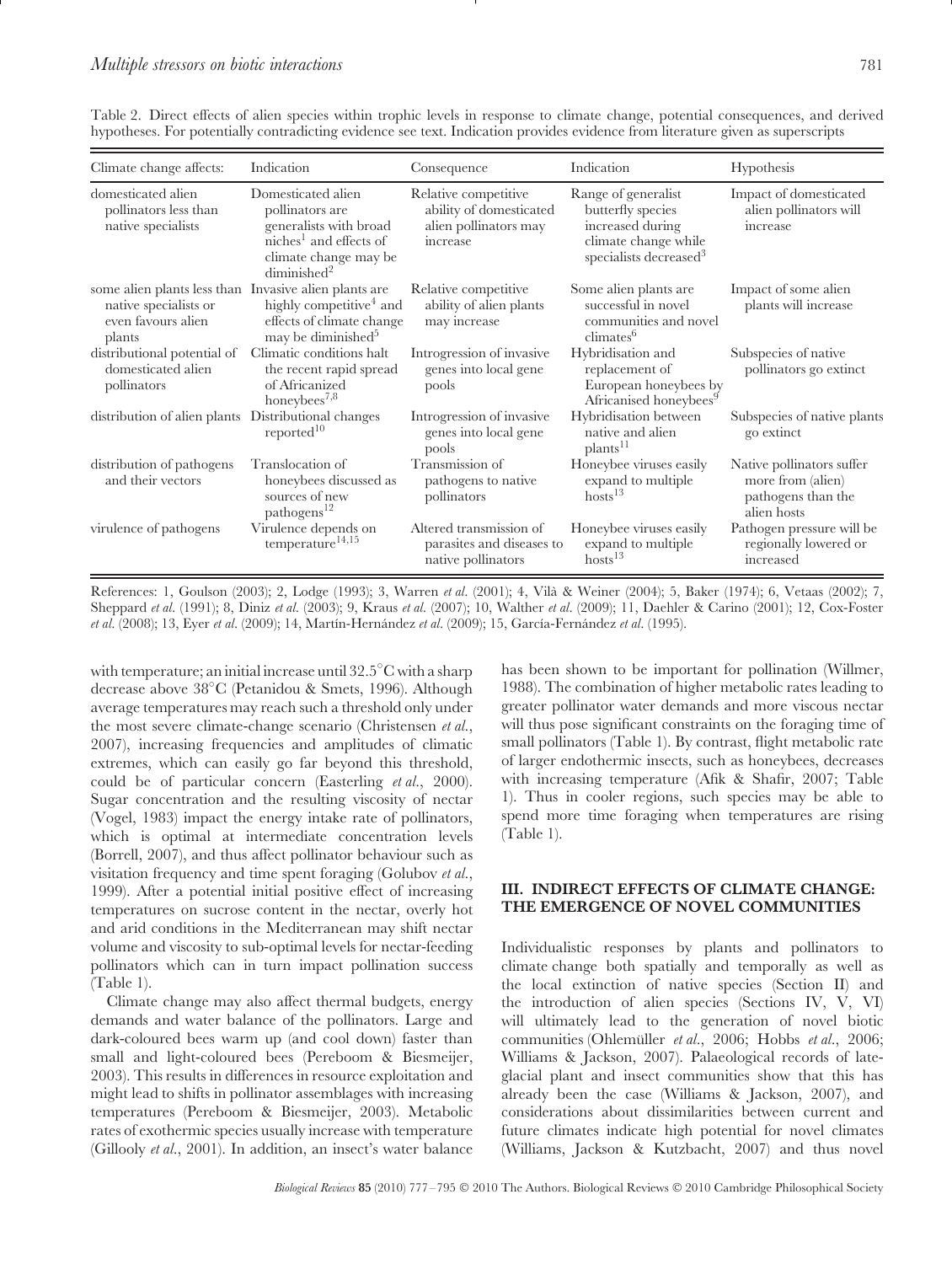Table 2. Direct effects of alien species within trophic levels in response to climate change, potential consequences, and derived hypotheses. For potentially contradicting evidence see text. Indication provides evidence from literature given as superscripts

| Climate change affects: | Indication | Consequence | Indication | Hypothesis |
|---|---|---|---|---|
| domesticated alien pollinators less than native specialists | Domesticated alien pollinators are generalists with broad niches[1] and effects of climate change may be diminished[2] | Relative competitive ability of domesticated alien pollinators may increase | Range of generalist butterfly species increased during climate change while specialists decreased[3] | Impact of domesticated alien pollinators will increase |
| some alien plants less than native specialists or even favours alien plants | Invasive alien plants are highly competitive[4] and effects of climate change may be diminished[5] | Relative competitive ability of alien plants may increase | Some alien plants are successful in novel communities and novel climates[6] | Impact of some alien plants will increase |
| distributional potential of domesticated alien pollinators | Climatic conditions halt the recent rapid spread of Africanized honeybees[7,8] | Introgression of invasive genes into local gene pools | Hybridisation and replacement of European honeybees by Africanised honeybees[9] | Subspecies of native pollinators go extinct |
| distribution of alien plants | Distributional changes reported[10] | Introgression of invasive genes into local gene pools | Hybridisation between native and alien plants[11] | Subspecies of native plants go extinct |
| distribution of pathogens and their vectors | Translocation of honeybees discussed as sources of new pathogens[12] | Transmission of pathogens to native pollinators | Honeybee viruses easily expand to multiple hosts[13] | Native pollinators suffer more from (alien) pathogens than the alien hosts |
| virulence of pathogens | Virulence depends on temperature[14,15] | Altered transmission of parasites and diseases to native pollinators | Honeybee viruses easily expand to multiple hosts[13] | Pathogen pressure will be regionally lowered or increased |

References: 1, Goulson (2003); 2, Lodge (1993); 3, Warren *et al.* (2001); 4, Vilà & Weiner (2004); 5, Baker (1974); 6, Vetaas (2002); 7, Sheppard *et al.* (1991); 8, Diniz *et al.* (2003); 9, Kraus *et al.* (2007); 10, Walther *et al.* (2009); 11, Daehler & Carino (2001); 12, Cox-Foster *et al.* (2008); 13, Eyer *et al.* (2009); 14, Martín-Hernández *et al.* (2009); 15, García-Fernández *et al.* (1995).

with temperature; an initial increase until 32.5°C with a sharp decrease above 38°C (Petanidou & Smets, 1996). Although average temperatures may reach such a threshold only under the most severe climate-change scenario (Christensen *et al.*, 2007), increasing frequencies and amplitudes of climatic extremes, which can easily go far beyond this threshold, could be of particular concern (Easterling *et al.*, 2000). Sugar concentration and the resulting viscosity of nectar (Vogel, 1983) impact the energy intake rate of pollinators, which is optimal at intermediate concentration levels (Borrell, 2007), and thus affect pollinator behaviour such as visitation frequency and time spent foraging (Golubov *et al.*, 1999). After a potential initial positive effect of increasing temperatures on sucrose content in the nectar, overly hot and arid conditions in the Mediterranean may shift nectar volume and viscosity to sub-optimal levels for nectar-feeding pollinators which can in turn impact pollination success (Table 1).

Climate change may also affect thermal budgets, energy demands and water balance of the pollinators. Large and dark-coloured bees warm up (and cool down) faster than small and light-coloured bees (Pereboom & Biesmeijer, 2003). This results in differences in resource exploitation and might lead to shifts in pollinator assemblages with increasing temperatures (Pereboom & Biesmeijer, 2003). Metabolic rates of exothermic species usually increase with temperature (Gillooly *et al.*, 2001). In addition, an insect's water balance has been shown to be important for pollination (Willmer, 1988). The combination of higher metabolic rates leading to greater pollinator water demands and more viscous nectar will thus pose significant constraints on the foraging time of small pollinators (Table 1). By contrast, flight metabolic rate of larger endothermic insects, such as honeybees, decreases with increasing temperature (Afik & Shafir, 2007; Table 1). Thus in cooler regions, such species may be able to spend more time foraging when temperatures are rising (Table 1).

## III. INDIRECT EFFECTS OF CLIMATE CHANGE: THE EMERGENCE OF NOVEL COMMUNITIES

Individualistic responses by plants and pollinators to climate change both spatially and temporally as well as the local extinction of native species (Section II) and the introduction of alien species (Sections IV, V, VI) will ultimately lead to the generation of novel biotic communities (Ohlemüller *et al.*, 2006; Hobbs *et al.*, 2006; Williams & Jackson, 2007). Palaeological records of late-glacial plant and insect communities show that this has already been the case (Williams & Jackson, 2007), and considerations about dissimilarities between current and future climates indicate high potential for novel climates (Williams, Jackson & Kutzbacht, 2007) and thus novel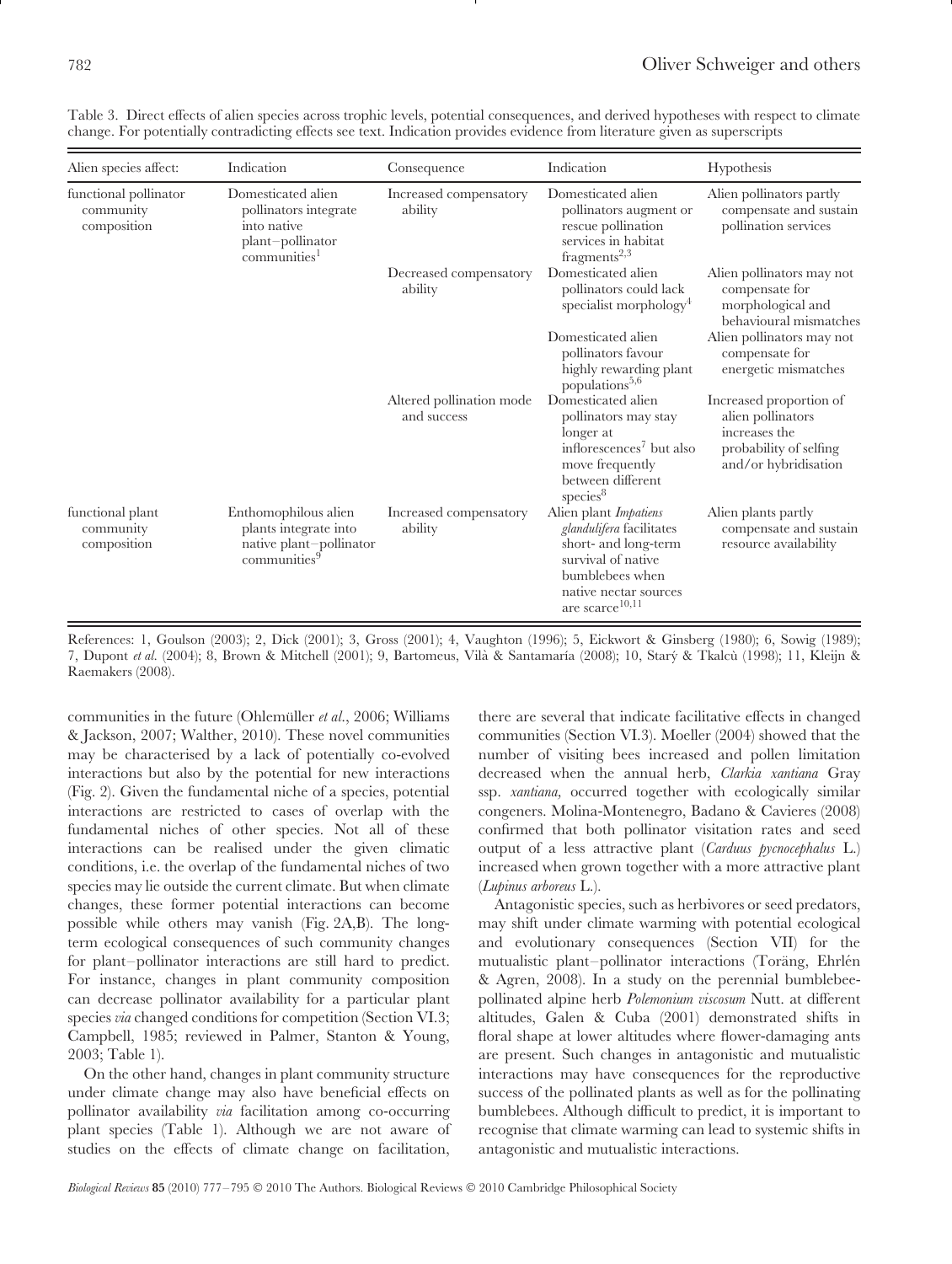Table 3. Direct effects of alien species across trophic levels, potential consequences, and derived hypotheses with respect to climate change. For potentially contradicting effects see text. Indication provides evidence from literature given as superscripts

| Alien species affect: | Indication | Consequence | Indication | Hypothesis |
|---|---|---|---|---|
| functional pollinator community composition | Domesticated alien pollinators integrate into native plant–pollinator communities[1] | Increased compensatory ability | Domesticated alien pollinators augment or rescue pollination services in habitat fragments[2,3] | Alien pollinators partly compensate and sustain pollination services |
| | | Decreased compensatory ability | Domesticated alien pollinators could lack specialist morphology[4] | Alien pollinators may not compensate for morphological and behavioural mismatches |
| | | | Domesticated alien pollinators favour highly rewarding plant populations[5,6] | Alien pollinators may not compensate for energetic mismatches |
| | | Altered pollination mode and success | Domesticated alien pollinators may stay longer at inflorescences[7] but also move frequently between different species[8] | Increased proportion of alien pollinators increases the probability of selfing and/or hybridisation |
| functional plant community composition | Enthomophilous alien plants integrate into native plant–pollinator communities[9] | Increased compensatory ability | Alien plant *Impatiens glandulifera* facilitates short- and long-term survival of native bumblebees when native nectar sources are scarce[10,11] | Alien plants partly compensate and sustain resource availability |

References: 1, Goulson (2003); 2, Dick (2001); 3, Gross (2001); 4, Vaughton (1996); 5, Eickwort & Ginsberg (1980); 6, Sowig (1989); 7, Dupont *et al.* (2004); 8, Brown & Mitchell (2001); 9, Bartomeus, Vilà & Santamaría (2008); 10, Starý & Tkalcù (1998); 11, Kleijn & Raemakers (2008).

communities in the future (Ohlemüller *et al.*, 2006; Williams & Jackson, 2007; Walther, 2010). These novel communities may be characterised by a lack of potentially co-evolved interactions but also by the potential for new interactions (Fig. 2). Given the fundamental niche of a species, potential interactions are restricted to cases of overlap with the fundamental niches of other species. Not all of these interactions can be realised under the given climatic conditions, i.e. the overlap of the fundamental niches of two species may lie outside the current climate. But when climate changes, these former potential interactions can become possible while others may vanish (Fig. 2A,B). The long-term ecological consequences of such community changes for plant–pollinator interactions are still hard to predict. For instance, changes in plant community composition can decrease pollinator availability for a particular plant species *via* changed conditions for competition (Section VI.3; Campbell, 1985; reviewed in Palmer, Stanton & Young, 2003; Table 1).

On the other hand, changes in plant community structure under climate change may also have beneficial effects on pollinator availability *via* facilitation among co-occurring plant species (Table 1). Although we are not aware of studies on the effects of climate change on facilitation, there are several that indicate facilitative effects in changed communities (Section VI.3). Moeller (2004) showed that the number of visiting bees increased and pollen limitation decreased when the annual herb, *Clarkia xantiana* Gray ssp. *xantiana,* occurred together with ecologically similar congeners. Molina-Montenegro, Badano & Cavieres (2008) confirmed that both pollinator visitation rates and seed output of a less attractive plant (*Carduus pycnocephalus* L.) increased when grown together with a more attractive plant (*Lupinus arboreus* L.).

Antagonistic species, such as herbivores or seed predators, may shift under climate warming with potential ecological and evolutionary consequences (Section VII) for the mutualistic plant–pollinator interactions (Toräng, Ehrlén & Agren, 2008). In a study on the perennial bumblebee-pollinated alpine herb *Polemonium viscosum* Nutt. at different altitudes, Galen & Cuba (2001) demonstrated shifts in floral shape at lower altitudes where flower-damaging ants are present. Such changes in antagonistic and mutualistic interactions may have consequences for the reproductive success of the pollinated plants as well as for the pollinating bumblebees. Although difficult to predict, it is important to recognise that climate warming can lead to systemic shifts in antagonistic and mutualistic interactions.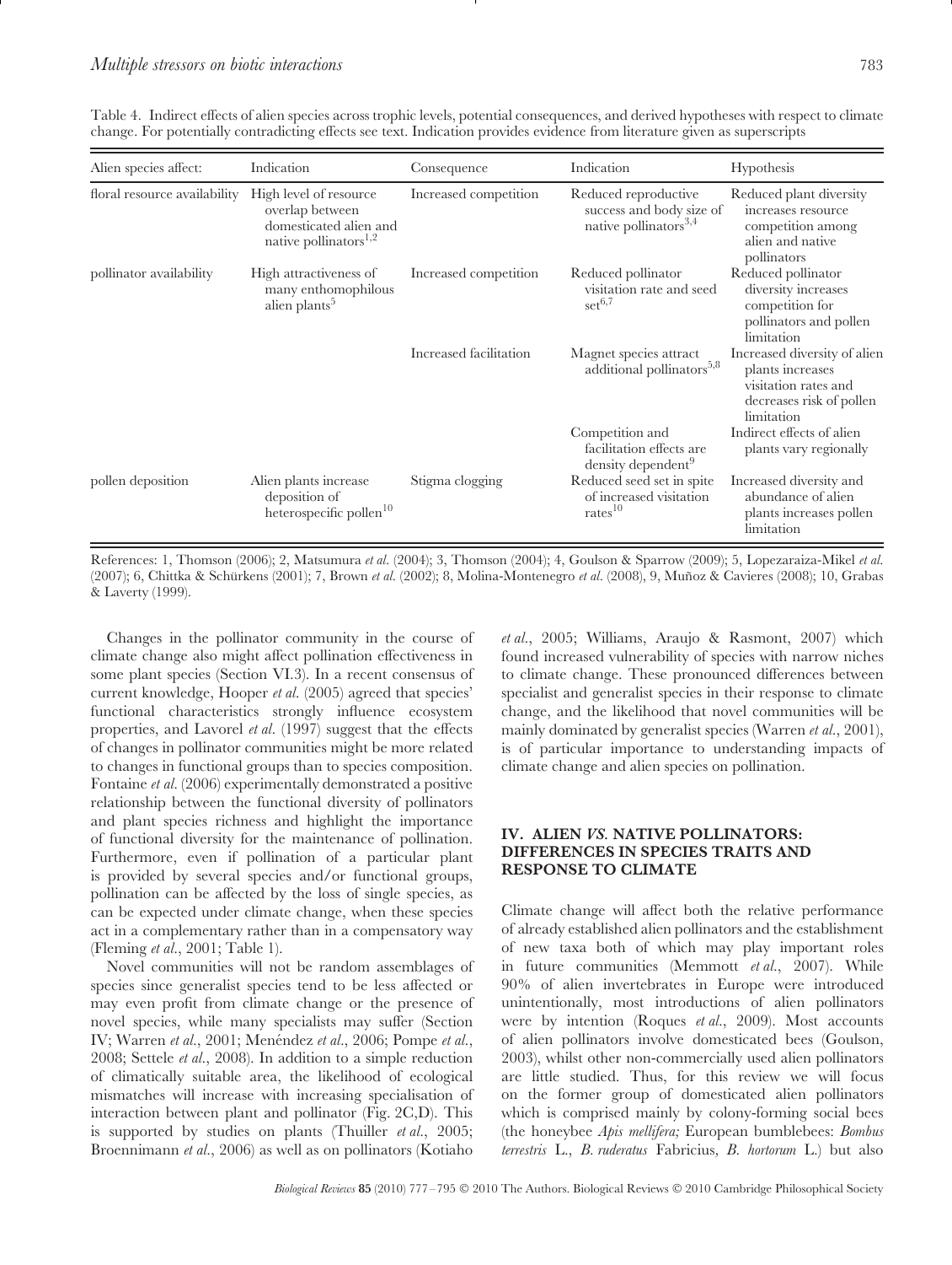Table 4. Indirect effects of alien species across trophic levels, potential consequences, and derived hypotheses with respect to climate change. For potentially contradicting effects see text. Indication provides evidence from literature given as superscripts

| Alien species affect: | Indication | Consequence | Indication | Hypothesis |
|---|---|---|---|---|
| floral resource availability | High level of resource overlap between domesticated alien and native pollinators[1,2] | Increased competition | Reduced reproductive success and body size of native pollinators[3,4] | Reduced plant diversity increases resource competition among alien and native pollinators |
| pollinator availability | High attractiveness of many enthomophilous alien plants[5] | Increased competition | Reduced pollinator visitation rate and seed set[6,7] | Reduced pollinator diversity increases competition for pollinators and pollen limitation |
| | | Increased facilitation | Magnet species attract additional pollinators[5,8] | Increased diversity of alien plants increases visitation rates and decreases risk of pollen limitation |
| | | | Competition and facilitation effects are density dependent[9] | Indirect effects of alien plants vary regionally |
| pollen deposition | Alien plants increase deposition of heterospecific pollen[10] | Stigma clogging | Reduced seed set in spite of increased visitation rates[10] | Increased diversity and abundance of alien plants increases pollen limitation |

References: 1, Thomson (2006); 2, Matsumura *et al.* (2004); 3, Thomson (2004); 4, Goulson & Sparrow (2009); 5, Lopezaraiza-Mikel *et al.* (2007); 6, Chittka & Schürkens (2001); 7, Brown *et al.* (2002); 8, Molina-Montenegro *et al.* (2008), 9, Muñoz & Cavieres (2008); 10, Grabas & Laverty (1999).

Changes in the pollinator community in the course of climate change also might affect pollination effectiveness in some plant species (Section VI.3). In a recent consensus of current knowledge, Hooper *et al.* (2005) agreed that species' functional characteristics strongly influence ecosystem properties, and Lavorel *et al.* (1997) suggest that the effects of changes in pollinator communities might be more related to changes in functional groups than to species composition. Fontaine *et al.* (2006) experimentally demonstrated a positive relationship between the functional diversity of pollinators and plant species richness and highlight the importance of functional diversity for the maintenance of pollination. Furthermore, even if pollination of a particular plant is provided by several species and/or functional groups, pollination can be affected by the loss of single species, as can be expected under climate change, when these species act in a complementary rather than in a compensatory way (Fleming *et al.*, 2001; Table 1).

Novel communities will not be random assemblages of species since generalist species tend to be less affected or may even profit from climate change or the presence of novel species, while many specialists may suffer (Section IV; Warren *et al.*, 2001; Menéndez *et al.*, 2006; Pompe *et al.*, 2008; Settele *et al.*, 2008). In addition to a simple reduction of climatically suitable area, the likelihood of ecological mismatches will increase with increasing specialisation of interaction between plant and pollinator (Fig. 2C,D). This is supported by studies on plants (Thuiller *et al.*, 2005; Broennimann *et al.*, 2006) as well as on pollinators (Kotiaho *et al.*, 2005; Williams, Araujo & Rasmont, 2007) which found increased vulnerability of species with narrow niches to climate change. These pronounced differences between specialist and generalist species in their response to climate change, and the likelihood that novel communities will be mainly dominated by generalist species (Warren *et al.*, 2001), is of particular importance to understanding impacts of climate change and alien species on pollination.

## IV. ALIEN *VS.* NATIVE POLLINATORS: DIFFERENCES IN SPECIES TRAITS AND RESPONSE TO CLIMATE

Climate change will affect both the relative performance of already established alien pollinators and the establishment of new taxa both of which may play important roles in future communities (Memmott *et al.*, 2007). While 90% of alien invertebrates in Europe were introduced unintentionally, most introductions of alien pollinators were by intention (Roques *et al.*, 2009). Most accounts of alien pollinators involve domesticated bees (Goulson, 2003), whilst other non-commercially used alien pollinators are little studied. Thus, for this review we will focus on the former group of domesticated alien pollinators which is comprised mainly by colony-forming social bees (the honeybee *Apis mellifera;* European bumblebees: *Bombus terrestris* L., *B. ruderatus* Fabricius, *B. hortorum* L.) but also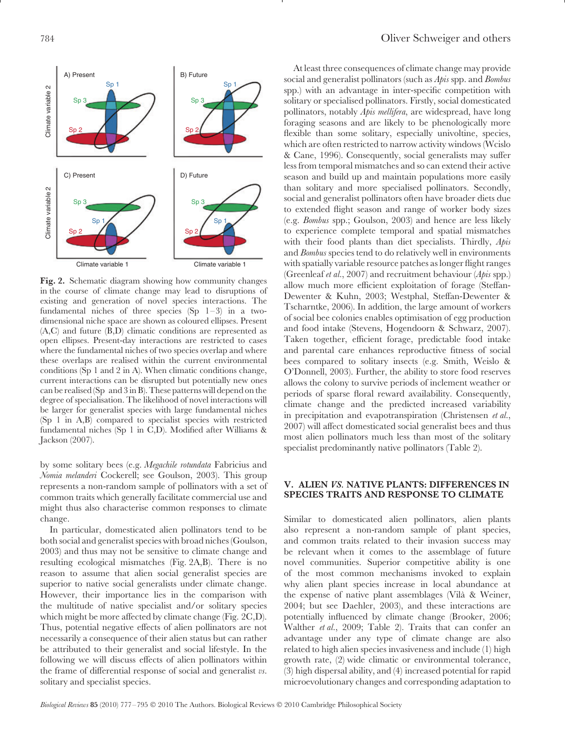**Fig. 2.** Schematic diagram showing how community changes in the course of climate change may lead to disruptions of existing and generation of novel species interactions. The fundamental niches of three species (Sp 1–3) in a two-dimensional niche space are shown as coloured ellipses. Present (A,C) and future (B,D) climatic conditions are represented as open ellipses. Present-day interactions are restricted to cases where the fundamental niches of two species overlap and where these overlaps are realised within the current environmental conditions (Sp 1 and 2 in A). When climatic conditions change, current interactions can be disrupted but potentially new ones can be realised (Sp and 3 in B). These patterns will depend on the degree of specialisation. The likelihood of novel interactions will be larger for generalist species with large fundamental niches (Sp 1 in A,B) compared to specialist species with restricted fundamental niches (Sp 1 in C,D). Modified after Williams & Jackson (2007).

by some solitary bees (e.g. *Megachile rotundata* Fabricius and *Nomia melanderi* Cockerell; see Goulson, 2003). This group represents a non-random sample of pollinators with a set of common traits which generally facilitate commercial use and might thus also characterise common responses to climate change.

In particular, domesticated alien pollinators tend to be both social and generalist species with broad niches (Goulson, 2003) and thus may not be sensitive to climate change and resulting ecological mismatches (Fig. 2A,B). There is no reason to assume that alien social generalist species are superior to native social generalists under climate change. However, their importance lies in the comparison with the multitude of native specialist and/or solitary species which might be more affected by climate change (Fig. 2C,D). Thus, potential negative effects of alien pollinators are not necessarily a consequence of their alien status but can rather be attributed to their generalist and social lifestyle. In the following we will discuss effects of alien pollinators within the frame of differential response of social and generalist *vs.* solitary and specialist species.

At least three consequences of climate change may provide social and generalist pollinators (such as *Apis* spp. and *Bombus* spp.) with an advantage in inter-specific competition with solitary or specialised pollinators. Firstly, social domesticated pollinators, notably *Apis mellifera*, are widespread, have long foraging seasons and are likely to be phenologically more flexible than some solitary, especially univoltine, species, which are often restricted to narrow activity windows (Wcislo & Cane, 1996). Consequently, social generalists may suffer less from temporal mismatches and so can extend their active season and build up and maintain populations more easily than solitary and more specialised pollinators. Secondly, social and generalist pollinators often have broader diets due to extended flight season and range of worker body sizes (e.g. *Bombus* spp.; Goulson, 2003) and hence are less likely to experience complete temporal and spatial mismatches with their food plants than diet specialists. Thirdly, *Apis* and *Bombus* species tend to do relatively well in environments with spatially variable resource patches as longer flight ranges (Greenleaf *et al.*, 2007) and recruitment behaviour (*Apis* spp.) allow much more efficient exploitation of forage (Steffan-Dewenter & Kuhn, 2003; Westphal, Steffan-Dewenter & Tscharntke, 2006). In addition, the large amount of workers of social bee colonies enables optimisation of egg production and food intake (Stevens, Hogendoorn & Schwarz, 2007). Taken together, efficient forage, predictable food intake and parental care enhances reproductive fitness of social bees compared to solitary insects (e.g. Smith, Weislo & O'Donnell, 2003). Further, the ability to store food reserves allows the colony to survive periods of inclement weather or periods of sparse floral reward availability. Consequently, climate change and the predicted increased variability in precipitation and evapotranspiration (Christensen *et al.*, 2007) will affect domesticated social generalist bees and thus most alien pollinators much less than most of the solitary specialist predominantly native pollinators (Table 2).

## V. ALIEN *VS.* NATIVE PLANTS: DIFFERENCES IN SPECIES TRAITS AND RESPONSE TO CLIMATE

Similar to domesticated alien pollinators, alien plants also represent a non-random sample of plant species, and common traits related to their invasion success may be relevant when it comes to the assemblage of future novel communities. Superior competitive ability is one of the most common mechanisms invoked to explain why alien plant species increase in local abundance at the expense of native plant assemblages (Vilà & Weiner, 2004; but see Daehler, 2003), and these interactions are potentially influenced by climate change (Brooker, 2006; Walther *et al.*, 2009; Table 2). Traits that can confer an advantage under any type of climate change are also related to high alien species invasiveness and include (1) high growth rate, (2) wide climatic or environmental tolerance, (3) high dispersal ability, and (4) increased potential for rapid microevolutionary changes and corresponding adaptation to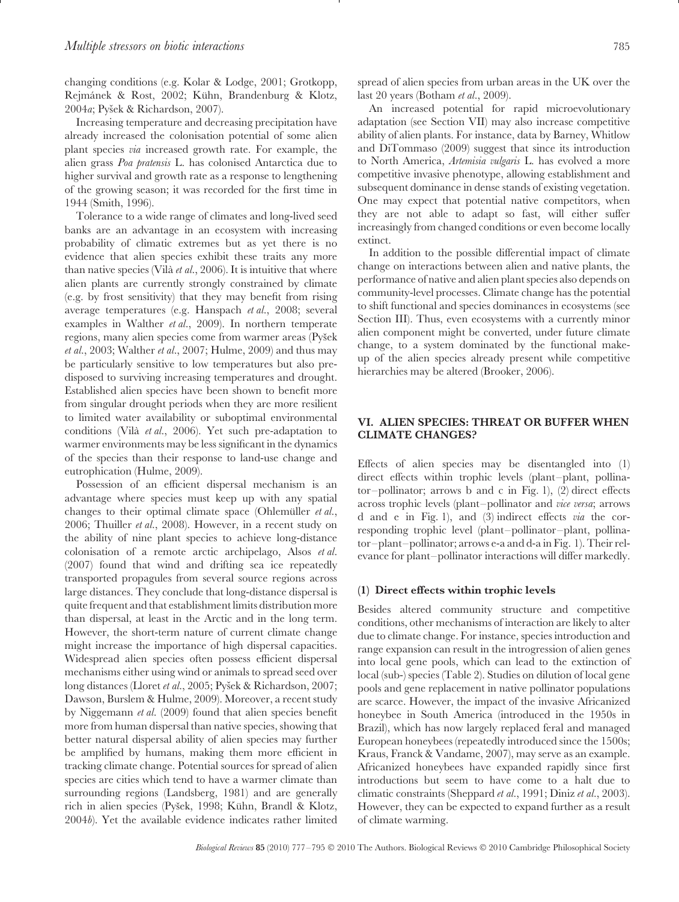changing conditions (e.g. Kolar & Lodge, 2001; Grotkopp, Rejmánek & Rost, 2002; Kühn, Brandenburg & Klotz, 2004*a*; Pyšek & Richardson, 2007).

Increasing temperature and decreasing precipitation have already increased the colonisation potential of some alien plant species *via* increased growth rate. For example, the alien grass *Poa pratensis* L. has colonised Antarctica due to higher survival and growth rate as a response to lengthening of the growing season; it was recorded for the first time in 1944 (Smith, 1996).

Tolerance to a wide range of climates and long-lived seed banks are an advantage in an ecosystem with increasing probability of climatic extremes but as yet there is no evidence that alien species exhibit these traits any more than native species (Vilà *et al.*, 2006). It is intuitive that where alien plants are currently strongly constrained by climate (e.g. by frost sensitivity) that they may benefit from rising average temperatures (e.g. Hanspach *et al.*, 2008; several examples in Walther *et al.*, 2009). In northern temperate regions, many alien species come from warmer areas (Pyšek *et al.*, 2003; Walther *et al.*, 2007; Hulme, 2009) and thus may be particularly sensitive to low temperatures but also predisposed to surviving increasing temperatures and drought. Established alien species have been shown to benefit more from singular drought periods when they are more resilient to limited water availability or suboptimal environmental conditions (Vilà *et al.*, 2006). Yet such pre-adaptation to warmer environments may be less significant in the dynamics of the species than their response to land-use change and eutrophication (Hulme, 2009).

Possession of an efficient dispersal mechanism is an advantage where species must keep up with any spatial changes to their optimal climate space (Ohlemüller *et al.*, 2006; Thuiller *et al.*, 2008). However, in a recent study on the ability of nine plant species to achieve long-distance colonisation of a remote arctic archipelago, Alsos *et al.* (2007) found that wind and drifting sea ice repeatedly transported propagules from several source regions across large distances. They conclude that long-distance dispersal is quite frequent and that establishment limits distribution more than dispersal, at least in the Arctic and in the long term. However, the short-term nature of current climate change might increase the importance of high dispersal capacities. Widespread alien species often possess efficient dispersal mechanisms either using wind or animals to spread seed over long distances (Lloret *et al.*, 2005; Pyšek & Richardson, 2007; Dawson, Burslem & Hulme, 2009). Moreover, a recent study by Niggemann *et al.* (2009) found that alien species benefit more from human dispersal than native species, showing that better natural dispersal ability of alien species may further be amplified by humans, making them more efficient in tracking climate change. Potential sources for spread of alien species are cities which tend to have a warmer climate than surrounding regions (Landsberg, 1981) and are generally rich in alien species (Pyšek, 1998; Kühn, Brandl & Klotz, 2004*b*). Yet the available evidence indicates rather limited spread of alien species from urban areas in the UK over the last 20 years (Botham *et al.*, 2009).

An increased potential for rapid microevolutionary adaptation (see Section VII) may also increase competitive ability of alien plants. For instance, data by Barney, Whitlow and DiTommaso (2009) suggest that since its introduction to North America, *Artemisia vulgaris* L. has evolved a more competitive invasive phenotype, allowing establishment and subsequent dominance in dense stands of existing vegetation. One may expect that potential native competitors, when they are not able to adapt so fast, will either suffer increasingly from changed conditions or even become locally extinct.

In addition to the possible differential impact of climate change on interactions between alien and native plants, the performance of native and alien plant species also depends on community-level processes. Climate change has the potential to shift functional and species dominances in ecosystems (see Section III). Thus, even ecosystems with a currently minor alien component might be converted, under future climate change, to a system dominated by the functional makeup of the alien species already present while competitive hierarchies may be altered (Brooker, 2006).

## VI. ALIEN SPECIES: THREAT OR BUFFER WHEN CLIMATE CHANGES?

Effects of alien species may be disentangled into (1) direct effects within trophic levels (plant–plant, pollinator–pollinator; arrows b and c in Fig. 1), (2) direct effects across trophic levels (plant–pollinator and *vice versa*; arrows d and e in Fig. 1), and (3) indirect effects *via* the corresponding trophic level (plant–pollinator–plant, pollinator–plant–pollinator; arrows e-a and d-a in Fig. 1). Their relevance for plant–pollinator interactions will differ markedly.

### (1) Direct effects within trophic levels

Besides altered community structure and competitive conditions, other mechanisms of interaction are likely to alter due to climate change. For instance, species introduction and range expansion can result in the introgression of alien genes into local gene pools, which can lead to the extinction of local (sub-) species (Table 2). Studies on dilution of local gene pools and gene replacement in native pollinator populations are scarce. However, the impact of the invasive Africanized honeybee in South America (introduced in the 1950s in Brazil), which has now largely replaced feral and managed European honeybees (repeatedly introduced since the 1500s; Kraus, Franck & Vandame, 2007), may serve as an example. Africanized honeybees have expanded rapidly since first introductions but seem to have come to a halt due to climatic constraints (Sheppard *et al.*, 1991; Diniz *et al.*, 2003). However, they can be expected to expand further as a result of climate warming.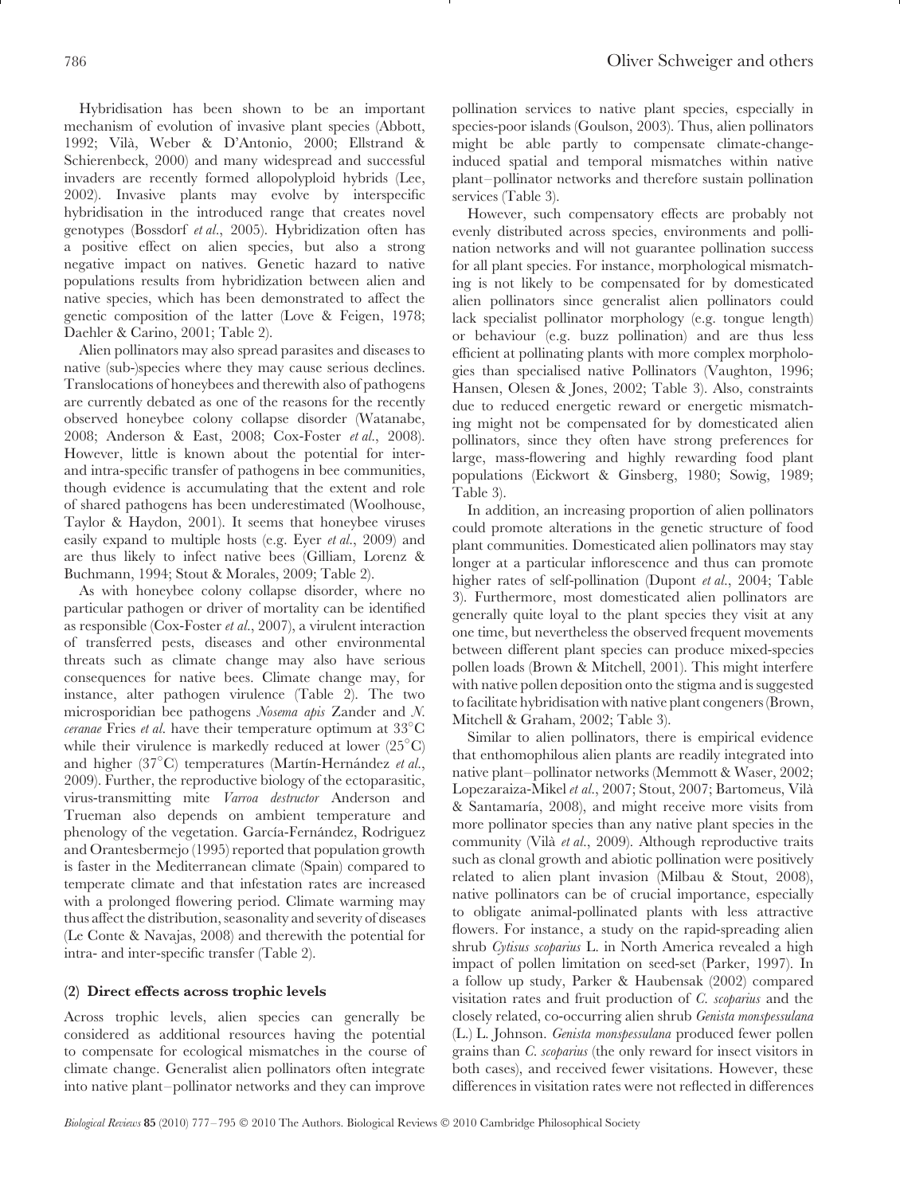Hybridisation has been shown to be an important mechanism of evolution of invasive plant species (Abbott, 1992; Vilà, Weber & D'Antonio, 2000; Ellstrand & Schierenbeck, 2000) and many widespread and successful invaders are recently formed allopolyploid hybrids (Lee, 2002). Invasive plants may evolve by interspecific hybridisation in the introduced range that creates novel genotypes (Bossdorf *et al.*, 2005). Hybridization often has a positive effect on alien species, but also a strong negative impact on natives. Genetic hazard to native populations results from hybridization between alien and native species, which has been demonstrated to affect the genetic composition of the latter (Love & Feigen, 1978; Daehler & Carino, 2001; Table 2).

Alien pollinators may also spread parasites and diseases to native (sub-)species where they may cause serious declines. Translocations of honeybees and therewith also of pathogens are currently debated as one of the reasons for the recently observed honeybee colony collapse disorder (Watanabe, 2008; Anderson & East, 2008; Cox-Foster *et al.*, 2008). However, little is known about the potential for inter- and intra-specific transfer of pathogens in bee communities, though evidence is accumulating that the extent and role of shared pathogens has been underestimated (Woolhouse, Taylor & Haydon, 2001). It seems that honeybee viruses easily expand to multiple hosts (e.g. Eyer *et al.*, 2009) and are thus likely to infect native bees (Gilliam, Lorenz & Buchmann, 1994; Stout & Morales, 2009; Table 2).

As with honeybee colony collapse disorder, where no particular pathogen or driver of mortality can be identified as responsible (Cox-Foster *et al.*, 2007), a virulent interaction of transferred pests, diseases and other environmental threats such as climate change may also have serious consequences for native bees. Climate change may, for instance, alter pathogen virulence (Table 2). The two microsporidian bee pathogens *Nosema apis* Zander and *N. ceranae* Fries *et al.* have their temperature optimum at 33°C while their virulence is markedly reduced at lower (25°C) and higher (37°C) temperatures (Martín-Hernández *et al.*, 2009). Further, the reproductive biology of the ectoparasitic, virus-transmitting mite *Varroa destructor* Anderson and Trueman also depends on ambient temperature and phenology of the vegetation. García-Fernández, Rodriguez and Orantesbermejo (1995) reported that population growth is faster in the Mediterranean climate (Spain) compared to temperate climate and that infestation rates are increased with a prolonged flowering period. Climate warming may thus affect the distribution, seasonality and severity of diseases (Le Conte & Navajas, 2008) and therewith the potential for intra- and inter-specific transfer (Table 2).

### (2) Direct effects across trophic levels

Across trophic levels, alien species can generally be considered as additional resources having the potential to compensate for ecological mismatches in the course of climate change. Generalist alien pollinators often integrate into native plant–pollinator networks and they can improve pollination services to native plant species, especially in species-poor islands (Goulson, 2003). Thus, alien pollinators might be able partly to compensate climate-change-induced spatial and temporal mismatches within native plant–pollinator networks and therefore sustain pollination services (Table 3).

However, such compensatory effects are probably not evenly distributed across species, environments and pollination networks and will not guarantee pollination success for all plant species. For instance, morphological mismatching is not likely to be compensated for by domesticated alien pollinators since generalist alien pollinators could lack specialist pollinator morphology (e.g. tongue length) or behaviour (e.g. buzz pollination) and are thus less efficient at pollinating plants with more complex morphologies than specialised native Pollinators (Vaughton, 1996; Hansen, Olesen & Jones, 2002; Table 3). Also, constraints due to reduced energetic reward or energetic mismatching might not be compensated for by domesticated alien pollinators, since they often have strong preferences for large, mass-flowering and highly rewarding food plant populations (Eickwort & Ginsberg, 1980; Sowig, 1989; Table 3).

In addition, an increasing proportion of alien pollinators could promote alterations in the genetic structure of food plant communities. Domesticated alien pollinators may stay longer at a particular inflorescence and thus can promote higher rates of self-pollination (Dupont *et al.*, 2004; Table 3). Furthermore, most domesticated alien pollinators are generally quite loyal to the plant species they visit at any one time, but nevertheless the observed frequent movements between different plant species can produce mixed-species pollen loads (Brown & Mitchell, 2001). This might interfere with native pollen deposition onto the stigma and is suggested to facilitate hybridisation with native plant congeners (Brown, Mitchell & Graham, 2002; Table 3).

Similar to alien pollinators, there is empirical evidence that enthomophilous alien plants are readily integrated into native plant–pollinator networks (Memmott & Waser, 2002; Lopezaraiza-Mikel *et al.*, 2007; Stout, 2007; Bartomeus, Vilà & Santamaría, 2008), and might receive more visits from more pollinator species than any native plant species in the community (Vilà *et al.*, 2009). Although reproductive traits such as clonal growth and abiotic pollination were positively related to alien plant invasion (Milbau & Stout, 2008), native pollinators can be of crucial importance, especially to obligate animal-pollinated plants with less attractive flowers. For instance, a study on the rapid-spreading alien shrub *Cytisus scoparius* L. in North America revealed a high impact of pollen limitation on seed-set (Parker, 1997). In a follow up study, Parker & Haubensak (2002) compared visitation rates and fruit production of *C. scoparius* and the closely related, co-occurring alien shrub *Genista monspessulana* (L.) L. Johnson. *Genista monspessulana* produced fewer pollen grains than *C. scoparius* (the only reward for insect visitors in both cases), and received fewer visitations. However, these differences in visitation rates were not reflected in differences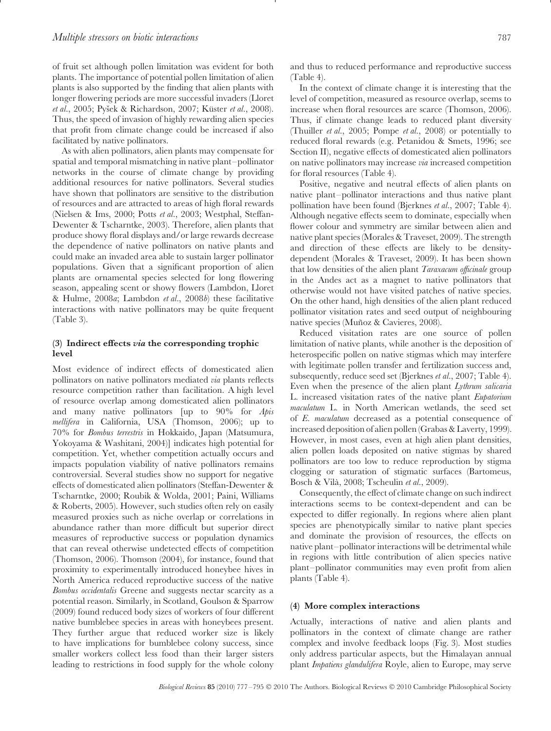of fruit set although pollen limitation was evident for both plants. The importance of potential pollen limitation of alien plants is also supported by the finding that alien plants with longer flowering periods are more successful invaders (Lloret *et al.*, 2005; Pyšek & Richardson, 2007; Küster *et al.*, 2008). Thus, the speed of invasion of highly rewarding alien species that profit from climate change could be increased if also facilitated by native pollinators.

As with alien pollinators, alien plants may compensate for spatial and temporal mismatching in native plant–pollinator networks in the course of climate change by providing additional resources for native pollinators. Several studies have shown that pollinators are sensitive to the distribution of resources and are attracted to areas of high floral rewards (Nielsen & Ims, 2000; Potts *et al.*, 2003; Westphal, Steffan-Dewenter & Tscharntke, 2003). Therefore, alien plants that produce showy floral displays and/or large rewards decrease the dependence of native pollinators on native plants and could make an invaded area able to sustain larger pollinator populations. Given that a significant proportion of alien plants are ornamental species selected for long flowering season, appealing scent or showy flowers (Lambdon, Lloret & Hulme, 2008*a*; Lambdon *et al.*, 2008*b*) these facilitative interactions with native pollinators may be quite frequent (Table 3).

### (3) Indirect effects *via* the corresponding trophic level

Most evidence of indirect effects of domesticated alien pollinators on native pollinators mediated *via* plants reflects resource competition rather than facilitation. A high level of resource overlap among domesticated alien pollinators and many native pollinators [up to 90% for *Apis mellifera* in California, USA (Thomson, 2006); up to 70% for *Bombus terrestris* in Hokkaido, Japan (Matsumura, Yokoyama & Washitani, 2004)] indicates high potential for competition. Yet, whether competition actually occurs and impacts population viability of native pollinators remains controversial. Several studies show no support for negative effects of domesticated alien pollinators (Steffan-Dewenter & Tscharntke, 2000; Roubik & Wolda, 2001; Paini, Williams & Roberts, 2005). However, such studies often rely on easily measured proxies such as niche overlap or correlations in abundance rather than more difficult but superior direct measures of reproductive success or population dynamics that can reveal otherwise undetected effects of competition (Thomson, 2006). Thomson (2004), for instance, found that proximity to experimentally introduced honeybee hives in North America reduced reproductive success of the native *Bombus occidentalis* Greene and suggests nectar scarcity as a potential reason. Similarly, in Scotland, Goulson & Sparrow (2009) found reduced body sizes of workers of four different native bumblebee species in areas with honeybees present. They further argue that reduced worker size is likely to have implications for bumblebee colony success, since smaller workers collect less food than their larger sisters leading to restrictions in food supply for the whole colony and thus to reduced performance and reproductive success (Table 4).

In the context of climate change it is interesting that the level of competition, measured as resource overlap, seems to increase when floral resources are scarce (Thomson, 2006). Thus, if climate change leads to reduced plant diversity (Thuiller *et al.*, 2005; Pompe *et al.*, 2008) or potentially to reduced floral rewards (e.g. Petanidou & Smets, 1996; see Section II), negative effects of domesticated alien pollinators on native pollinators may increase *via* increased competition for floral resources (Table 4).

Positive, negative and neutral effects of alien plants on native plant–pollinator interactions and thus native plant pollination have been found (Bjerknes *et al.*, 2007; Table 4). Although negative effects seem to dominate, especially when flower colour and symmetry are similar between alien and native plant species (Morales & Traveset, 2009). The strength and direction of these effects are likely to be density-dependent (Morales & Traveset, 2009). It has been shown that low densities of the alien plant *Taraxacum officinale* group in the Andes act as a magnet to native pollinators that otherwise would not have visited patches of native species. On the other hand, high densities of the alien plant reduced pollinator visitation rates and seed output of neighbouring native species (Muñoz & Cavieres, 2008).

Reduced visitation rates are one source of pollen limitation of native plants, while another is the deposition of heterospecific pollen on native stigmas which may interfere with legitimate pollen transfer and fertilization success and, subsequently, reduce seed set (Bjerknes *et al.*, 2007; Table 4). Even when the presence of the alien plant *Lythrum salicaria* L. increased visitation rates of the native plant *Eupatorium maculatum* L. in North American wetlands, the seed set of *E. maculatum* decreased as a potential consequence of increased deposition of alien pollen (Grabas & Laverty, 1999). However, in most cases, even at high alien plant densities, alien pollen loads deposited on native stigmas by shared pollinators are too low to reduce reproduction by stigma clogging or saturation of stigmatic surfaces (Bartomeus, Bosch & Vilà, 2008; Tscheulin *et al.*, 2009).

Consequently, the effect of climate change on such indirect interactions seems to be context-dependent and can be expected to differ regionally. In regions where alien plant species are phenotypically similar to native plant species and dominate the provision of resources, the effects on native plant–pollinator interactions will be detrimental while in regions with little contribution of alien species native plant–pollinator communities may even profit from alien plants (Table 4).

### (4) More complex interactions

Actually, interactions of native and alien plants and pollinators in the context of climate change are rather complex and involve feedback loops (Fig. 3). Most studies only address particular aspects, but the Himalayan annual plant *Impatiens glandulifera* Royle, alien to Europe, may serve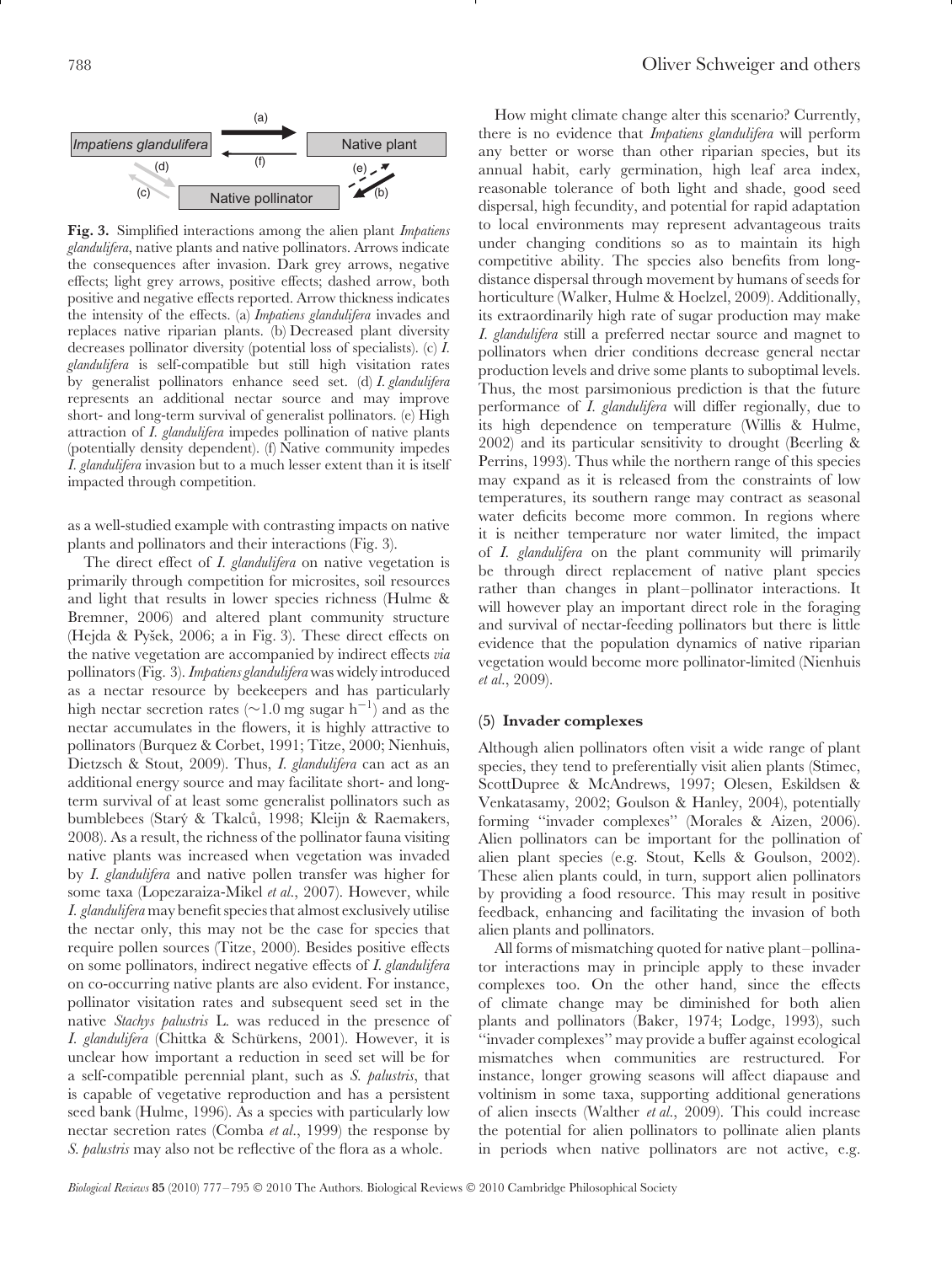Fig. 3. Simplified interactions among the alien plant *Impatiens glandulifera*, native plants and native pollinators. Arrows indicate the consequences after invasion. Dark grey arrows, negative effects; light grey arrows, positive effects; dashed arrow, both positive and negative effects reported. Arrow thickness indicates the intensity of the effects. (a) *Impatiens glandulifera* invades and replaces native riparian plants. (b) Decreased plant diversity decreases pollinator diversity (potential loss of specialists). (c) *I. glandulifera* is self-compatible but still high visitation rates by generalist pollinators enhance seed set. (d) *I. glandulifera* represents an additional nectar source and may improve short- and long-term survival of generalist pollinators. (e) High attraction of *I. glandulifera* impedes pollination of native plants (potentially density dependent). (f) Native community impedes *I. glandulifera* invasion but to a much lesser extent than it is itself impacted through competition.

as a well-studied example with contrasting impacts on native plants and pollinators and their interactions (Fig. 3).

The direct effect of *I. glandulifera* on native vegetation is primarily through competition for microsites, soil resources and light that results in lower species richness (Hulme & Bremner, 2006) and altered plant community structure (Hejda & Pyšek, 2006; a in Fig. 3). These direct effects on the native vegetation are accompanied by indirect effects *via* pollinators (Fig. 3). *Impatiens glandulifera* was widely introduced as a nectar resource by beekeepers and has particularly high nectar secretion rates ($\sim$1.0 mg sugar $h^{-1}$) and as the nectar accumulates in the flowers, it is highly attractive to pollinators (Burquez & Corbet, 1991; Titze, 2000; Nienhuis, Dietzsch & Stout, 2009). Thus, *I. glandulifera* can act as an additional energy source and may facilitate short- and long-term survival of at least some generalist pollinators such as bumblebees (Starý & Tkalců, 1998; Kleijn & Raemakers, 2008). As a result, the richness of the pollinator fauna visiting native plants was increased when vegetation was invaded by *I. glandulifera* and native pollen transfer was higher for some taxa (Lopezaraiza-Mikel *et al.*, 2007). However, while *I. glandulifera* may benefit species that almost exclusively utilise the nectar only, this may not be the case for species that require pollen sources (Titze, 2000). Besides positive effects on some pollinators, indirect negative effects of *I. glandulifera* on co-occurring native plants are also evident. For instance, pollinator visitation rates and subsequent seed set in the native *Stachys palustris* L. was reduced in the presence of *I. glandulifera* (Chittka & Schürkens, 2001). However, it is unclear how important a reduction in seed set will be for a self-compatible perennial plant, such as *S. palustris*, that is capable of vegetative reproduction and has a persistent seed bank (Hulme, 1996). As a species with particularly low nectar secretion rates (Comba *et al.*, 1999) the response by *S. palustris* may also not be reflective of the flora as a whole.

How might climate change alter this scenario? Currently, there is no evidence that *Impatiens glandulifera* will perform any better or worse than other riparian species, but its annual habit, early germination, high leaf area index, reasonable tolerance of both light and shade, good seed dispersal, high fecundity, and potential for rapid adaptation to local environments may represent advantageous traits under changing conditions so as to maintain its high competitive ability. The species also benefits from long-distance dispersal through movement by humans of seeds for horticulture (Walker, Hulme & Hoelzel, 2009). Additionally, its extraordinarily high rate of sugar production may make *I. glandulifera* still a preferred nectar source and magnet to pollinators when drier conditions decrease general nectar production levels and drive some plants to suboptimal levels. Thus, the most parsimonious prediction is that the future performance of *I. glandulifera* will differ regionally, due to its high dependence on temperature (Willis & Hulme, 2002) and its particular sensitivity to drought (Beerling & Perrins, 1993). Thus while the northern range of this species may expand as it is released from the constraints of low temperatures, its southern range may contract as seasonal water deficits become more common. In regions where it is neither temperature nor water limited, the impact of *I. glandulifera* on the plant community will primarily be through direct replacement of native plant species rather than changes in plant–pollinator interactions. It will however play an important direct role in the foraging and survival of nectar-feeding pollinators but there is little evidence that the population dynamics of native riparian vegetation would become more pollinator-limited (Nienhuis *et al.*, 2009).

### (5) Invader complexes

Although alien pollinators often visit a wide range of plant species, they tend to preferentially visit alien plants (Stimec, ScottDupree & McAndrews, 1997; Olesen, Eskildsen & Venkatasamy, 2002; Goulson & Hanley, 2004), potentially forming "invader complexes" (Morales & Aizen, 2006). Alien pollinators can be important for the pollination of alien plant species (e.g. Stout, Kells & Goulson, 2002). These alien plants could, in turn, support alien pollinators by providing a food resource. This may result in positive feedback, enhancing and facilitating the invasion of both alien plants and pollinators.

All forms of mismatching quoted for native plant–pollinator interactions may in principle apply to these invader complexes too. On the other hand, since the effects of climate change may be diminished for both alien plants and pollinators (Baker, 1974; Lodge, 1993), such "invader complexes" may provide a buffer against ecological mismatches when communities are restructured. For instance, longer growing seasons will affect diapause and voltinism in some taxa, supporting additional generations of alien insects (Walther *et al.*, 2009). This could increase the potential for alien pollinators to pollinate alien plants in periods when native pollinators are not active, e.g.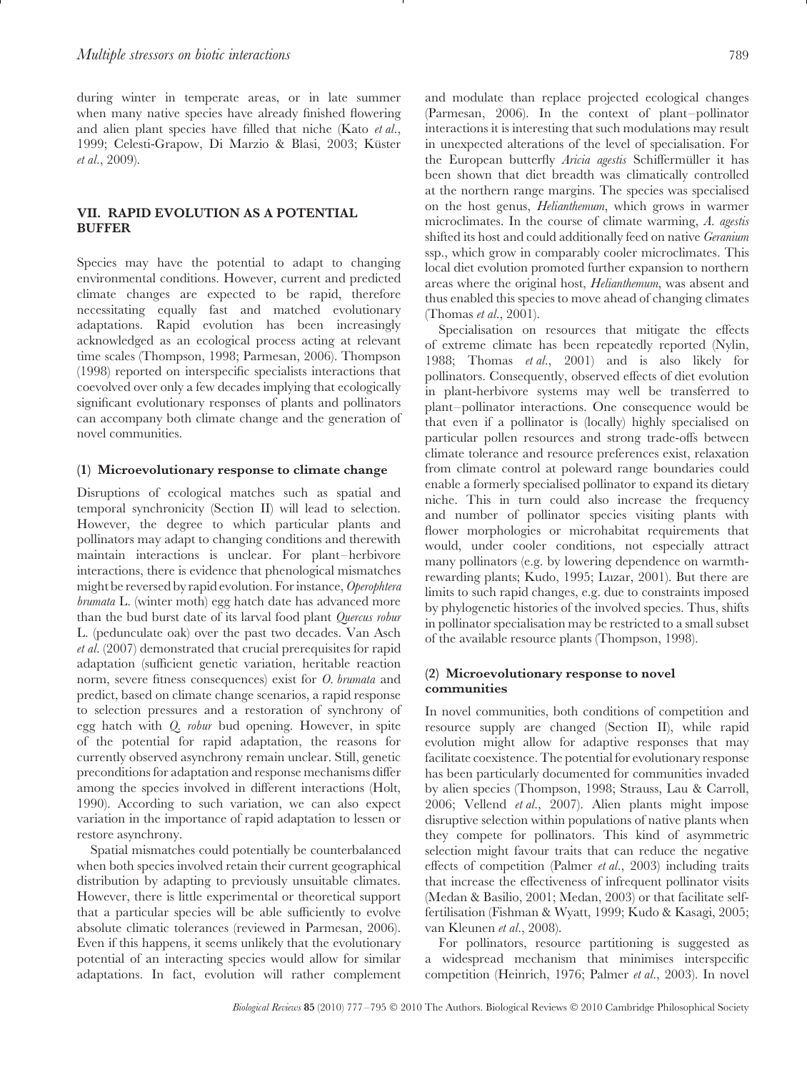during winter in temperate areas, or in late summer when many native species have already finished flowering and alien plant species have filled that niche (Kato *et al.*, 1999; Celesti-Grapow, Di Marzio & Blasi, 2003; Küster *et al.*, 2009).

## VII. RAPID EVOLUTION AS A POTENTIAL BUFFER

Species may have the potential to adapt to changing environmental conditions. However, current and predicted climate changes are expected to be rapid, therefore necessitating equally fast and matched evolutionary adaptations. Rapid evolution has been increasingly acknowledged as an ecological process acting at relevant time scales (Thompson, 1998; Parmesan, 2006). Thompson (1998) reported on interspecific specialists interactions that coevolved over only a few decades implying that ecologically significant evolutionary responses of plants and pollinators can accompany both climate change and the generation of novel communities.

### (1) Microevolutionary response to climate change

Disruptions of ecological matches such as spatial and temporal synchronicity (Section II) will lead to selection. However, the degree to which particular plants and pollinators may adapt to changing conditions and therewith maintain interactions is unclear. For plant–herbivore interactions, there is evidence that phenological mismatches might be reversed by rapid evolution. For instance, *Operophtera brumata* L. (winter moth) egg hatch date has advanced more than the bud burst date of its larval food plant *Quercus robur* L. (pedunculate oak) over the past two decades. Van Asch *et al.* (2007) demonstrated that crucial prerequisites for rapid adaptation (sufficient genetic variation, heritable reaction norm, severe fitness consequences) exist for *O. brumata* and predict, based on climate change scenarios, a rapid response to selection pressures and a restoration of synchrony of egg hatch with *Q. robur* bud opening. However, in spite of the potential for rapid adaptation, the reasons for currently observed asynchrony remain unclear. Still, genetic preconditions for adaptation and response mechanisms differ among the species involved in different interactions (Holt, 1990). According to such variation, we can also expect variation in the importance of rapid adaptation to lessen or restore asynchrony.

Spatial mismatches could potentially be counterbalanced when both species involved retain their current geographical distribution by adapting to previously unsuitable climates. However, there is little experimental or theoretical support that a particular species will be able sufficiently to evolve absolute climatic tolerances (reviewed in Parmesan, 2006). Even if this happens, it seems unlikely that the evolutionary potential of an interacting species would allow for similar adaptations. In fact, evolution will rather complement and modulate than replace projected ecological changes (Parmesan, 2006). In the context of plant–pollinator interactions it is interesting that such modulations may result in unexpected alterations of the level of specialisation. For the European butterfly *Aricia agestis* Schiffermüller it has been shown that diet breadth was climatically controlled at the northern range margins. The species was specialised on the host genus, *Helianthemum*, which grows in warmer microclimates. In the course of climate warming, *A. agestis* shifted its host and could additionally feed on native *Geranium* ssp., which grow in comparably cooler microclimates. This local diet evolution promoted further expansion to northern areas where the original host, *Helianthemum*, was absent and thus enabled this species to move ahead of changing climates (Thomas *et al.*, 2001).

Specialisation on resources that mitigate the effects of extreme climate has been repeatedly reported (Nylin, 1988; Thomas *et al.*, 2001) and is also likely for pollinators. Consequently, observed effects of diet evolution in plant-herbivore systems may well be transferred to plant–pollinator interactions. One consequence would be that even if a pollinator is (locally) highly specialised on particular pollen resources and strong trade-offs between climate tolerance and resource preferences exist, relaxation from climate control at poleward range boundaries could enable a formerly specialised pollinator to expand its dietary niche. This in turn could also increase the frequency and number of pollinator species visiting plants with flower morphologies or microhabitat requirements that would, under cooler conditions, not especially attract many pollinators (e.g. by lowering dependence on warmth-rewarding plants; Kudo, 1995; Luzar, 2001). But there are limits to such rapid changes, e.g. due to constraints imposed by phylogenetic histories of the involved species. Thus, shifts in pollinator specialisation may be restricted to a small subset of the available resource plants (Thompson, 1998).

### (2) Microevolutionary response to novel communities

In novel communities, both conditions of competition and resource supply are changed (Section II), while rapid evolution might allow for adaptive responses that may facilitate coexistence. The potential for evolutionary response has been particularly documented for communities invaded by alien species (Thompson, 1998; Strauss, Lau & Carroll, 2006; Vellend *et al.*, 2007). Alien plants might impose disruptive selection within populations of native plants when they compete for pollinators. This kind of asymmetric selection might favour traits that can reduce the negative effects of competition (Palmer *et al.*, 2003) including traits that increase the effectiveness of infrequent pollinator visits (Medan & Basilio, 2001; Medan, 2003) or that facilitate self-fertilisation (Fishman & Wyatt, 1999; Kudo & Kasagi, 2005; van Kleunen *et al.*, 2008).

For pollinators, resource partitioning is suggested as a widespread mechanism that minimises interspecific competition (Heinrich, 1976; Palmer *et al.*, 2003). In novel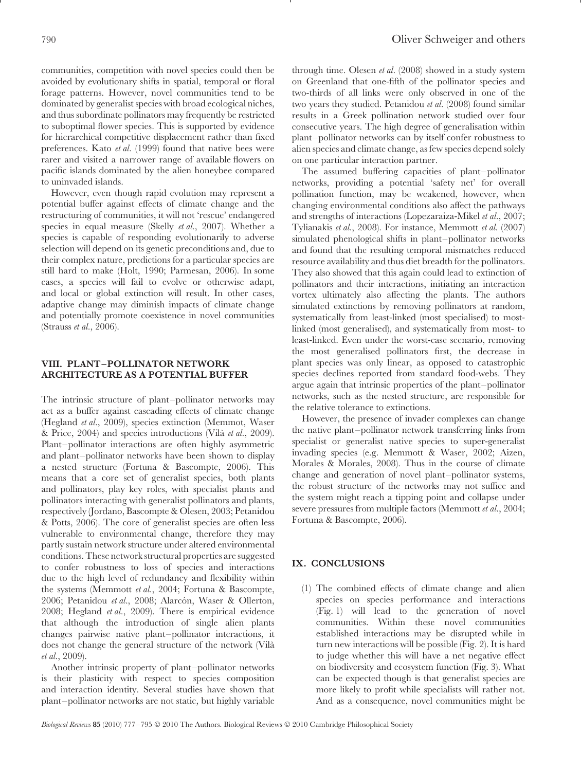communities, competition with novel species could then be avoided by evolutionary shifts in spatial, temporal or floral forage patterns. However, novel communities tend to be dominated by generalist species with broad ecological niches, and thus subordinate pollinators may frequently be restricted to suboptimal flower species. This is supported by evidence for hierarchical competitive displacement rather than fixed preferences. Kato *et al.* (1999) found that native bees were rarer and visited a narrower range of available flowers on pacific islands dominated by the alien honeybee compared to uninvaded islands.

However, even though rapid evolution may represent a potential buffer against effects of climate change and the restructuring of communities, it will not 'rescue' endangered species in equal measure (Skelly *et al.*, 2007). Whether a species is capable of responding evolutionarily to adverse selection will depend on its genetic preconditions and, due to their complex nature, predictions for a particular species are still hard to make (Holt, 1990; Parmesan, 2006). In some cases, a species will fail to evolve or otherwise adapt, and local or global extinction will result. In other cases, adaptive change may diminish impacts of climate change and potentially promote coexistence in novel communities (Strauss *et al.*, 2006).

## VIII. PLANT–POLLINATOR NETWORK ARCHITECTURE AS A POTENTIAL BUFFER

The intrinsic structure of plant–pollinator networks may act as a buffer against cascading effects of climate change (Hegland *et al.*, 2009), species extinction (Memmot, Waser & Price, 2004) and species introductions (Vilà *et al.*, 2009). Plant–pollinator interactions are often highly asymmetric and plant–pollinator networks have been shown to display a nested structure (Fortuna & Bascompte, 2006). This means that a core set of generalist species, both plants and pollinators, play key roles, with specialist plants and pollinators interacting with generalist pollinators and plants, respectively (Jordano, Bascompte & Olesen, 2003; Petanidou & Potts, 2006). The core of generalist species are often less vulnerable to environmental change, therefore they may partly sustain network structure under altered environmental conditions. These network structural properties are suggested to confer robustness to loss of species and interactions due to the high level of redundancy and flexibility within the systems (Memmott *et al.*, 2004; Fortuna & Bascompte, 2006; Petanidou *et al.*, 2008; Alarcón, Waser & Ollerton, 2008; Hegland *et al.*, 2009). There is empirical evidence that although the introduction of single alien plants changes pairwise native plant–pollinator interactions, it does not change the general structure of the network (Vilà *et al.*, 2009).

Another intrinsic property of plant–pollinator networks is their plasticity with respect to species composition and interaction identity. Several studies have shown that plant–pollinator networks are not static, but highly variable through time. Olesen *et al.* (2008) showed in a study system on Greenland that one-fifth of the pollinator species and two-thirds of all links were only observed in one of the two years they studied. Petanidou *et al.* (2008) found similar results in a Greek pollination network studied over four consecutive years. The high degree of generalisation within plant–pollinator networks can by itself confer robustness to alien species and climate change, as few species depend solely on one particular interaction partner.

The assumed buffering capacities of plant–pollinator networks, providing a potential 'safety net' for overall pollination function, may be weakened, however, when changing environmental conditions also affect the pathways and strengths of interactions (Lopezaraiza-Mikel *et al.*, 2007; Tylianakis *et al.*, 2008). For instance, Memmott *et al.* (2007) simulated phenological shifts in plant–pollinator networks and found that the resulting temporal mismatches reduced resource availability and thus diet breadth for the pollinators. They also showed that this again could lead to extinction of pollinators and their interactions, initiating an interaction vortex ultimately also affecting the plants. The authors simulated extinctions by removing pollinators at random, systematically from least-linked (most specialised) to most-linked (most generalised), and systematically from most- to least-linked. Even under the worst-case scenario, removing the most generalised pollinators first, the decrease in plant species was only linear, as opposed to catastrophic species declines reported from standard food-webs. They argue again that intrinsic properties of the plant–pollinator networks, such as the nested structure, are responsible for the relative tolerance to extinctions.

However, the presence of invader complexes can change the native plant–pollinator network transferring links from specialist or generalist native species to super-generalist invading species (e.g. Memmott & Waser, 2002; Aizen, Morales & Morales, 2008). Thus in the course of climate change and generation of novel plant–pollinator systems, the robust structure of the networks may not suffice and the system might reach a tipping point and collapse under severe pressures from multiple factors (Memmott *et al.*, 2004; Fortuna & Bascompte, 2006).

## IX. CONCLUSIONS

(1) The combined effects of climate change and alien species on species performance and interactions (Fig. 1) will lead to the generation of novel communities. Within these novel communities established interactions may be disrupted while in turn new interactions will be possible (Fig. 2). It is hard to judge whether this will have a net negative effect on biodiversity and ecosystem function (Fig. 3). What can be expected though is that generalist species are more likely to profit while specialists will rather not. And as a consequence, novel communities might be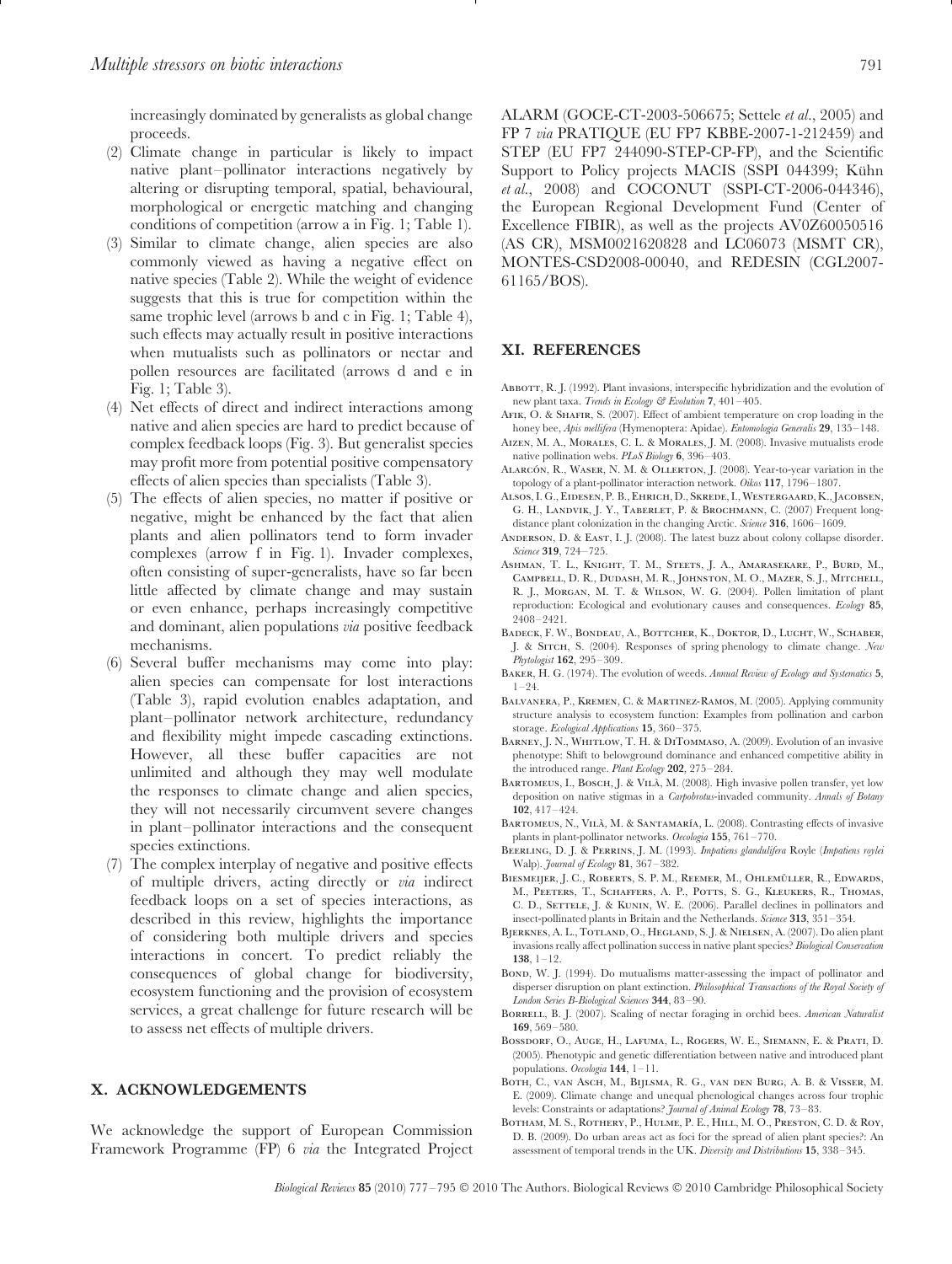increasingly dominated by generalists as global change proceeds.

(2) Climate change in particular is likely to impact native plant–pollinator interactions negatively by altering or disrupting temporal, spatial, behavioural, morphological or energetic matching and changing conditions of competition (arrow a in Fig. 1; Table 1).

(3) Similar to climate change, alien species are also commonly viewed as having a negative effect on native species (Table 2). While the weight of evidence suggests that this is true for competition within the same trophic level (arrows b and c in Fig. 1; Table 4), such effects may actually result in positive interactions when mutualists such as pollinators or nectar and pollen resources are facilitated (arrows d and e in Fig. 1; Table 3).

(4) Net effects of direct and indirect interactions among native and alien species are hard to predict because of complex feedback loops (Fig. 3). But generalist species may profit more from potential positive compensatory effects of alien species than specialists (Table 3).

(5) The effects of alien species, no matter if positive or negative, might be enhanced by the fact that alien plants and alien pollinators tend to form invader complexes (arrow f in Fig. 1). Invader complexes, often consisting of super-generalists, have so far been little affected by climate change and may sustain or even enhance, perhaps increasingly competitive and dominant, alien populations *via* positive feedback mechanisms.

(6) Several buffer mechanisms may come into play: alien species can compensate for lost interactions (Table 3), rapid evolution enables adaptation, and plant–pollinator network architecture, redundancy and flexibility might impede cascading extinctions. However, all these buffer capacities are not unlimited and although they may well modulate the responses to climate change and alien species, they will not necessarily circumvent severe changes in plant–pollinator interactions and the consequent species extinctions.

(7) The complex interplay of negative and positive effects of multiple drivers, acting directly or *via* indirect feedback loops on a set of species interactions, as described in this review, highlights the importance of considering both multiple drivers and species interactions in concert. To predict reliably the consequences of global change for biodiversity, ecosystem functioning and the provision of ecosystem services, a great challenge for future research will be to assess net effects of multiple drivers.

## X. ACKNOWLEDGEMENTS

We acknowledge the support of European Commission Framework Programme (FP) 6 *via* the Integrated Project ALARM (GOCE-CT-2003-506675; Settele *et al.*, 2005) and FP 7 *via* PRATIQUE (EU FP7 KBBE-2007-1-212459) and STEP (EU FP7 244090-STEP-CP-FP), and the Scientific Support to Policy projects MACIS (SSPI 044399; Kühn *et al.*, 2008) and COCONUT (SSPI-CT-2006-044346), the European Regional Development Fund (Center of Excellence FIBIR), as well as the projects AV0Z60050516 (AS CR), MSM0021620828 and LC06073 (MSMT CR), MONTES-CSD2008-00040, and REDESIN (CGL2007-61165/BOS).

## XI. REFERENCES

Abbott, R. J. (1992). Plant invasions, interspecific hybridization and the evolution of new plant taxa. *Trends in Ecology & Evolution* **7**, 401–405.

Afik, O. & Shafir, S. (2007). Effect of ambient temperature on crop loading in the honey bee, *Apis mellifera* (Hymenoptera: Apidae). *Entomologia Generalis* **29**, 135–148.

Aizen, M. A., Morales, C. L. & Morales, J. M. (2008). Invasive mutualists erode native pollination webs. *PLoS Biology* **6**, 396–403.

Alarcón, R., Waser, N. M. & Ollerton, J. (2008). Year-to-year variation in the topology of a plant-pollinator interaction network. *Oikos* **117**, 1796–1807.

Alsos, I. G., Eidesen, P. B., Ehrich, D., Skrede, I., Westergaard, K., Jacobsen, G. H., Landvik, J. Y., Taberlet, P. & Brochmann, C. (2007) Frequent long-distance plant colonization in the changing Arctic. *Science* **316**, 1606–1609.

Anderson, D. & East, I. J. (2008). The latest buzz about colony collapse disorder. *Science* **319**, 724–725.

Ashman, T. L., Knight, T. M., Steets, J. A., Amarasekare, P., Burd, M., Campbell, D. R., Dudash, M. R., Johnston, M. O., Mazer, S. J., Mitchell, R. J., Morgan, M. T. & Wilson, W. G. (2004). Pollen limitation of plant reproduction: Ecological and evolutionary causes and consequences. *Ecology* **85**, 2408–2421.

Badeck, F. W., Bondeau, A., Bottcher, K., Doktor, D., Lucht, W., Schaber, J. & Sitch, S. (2004). Responses of spring phenology to climate change. *New Phytologist* **162**, 295–309.

Baker, H. G. (1974). The evolution of weeds. *Annual Review of Ecology and Systematics* **5**, 1–24.

Balvanera, P., Kremen, C. & Martinez-Ramos, M. (2005). Applying community structure analysis to ecosystem function: Examples from pollination and carbon storage. *Ecological Applications* **15**, 360–375.

Barney, J. N., Whitlow, T. H. & DiTommaso, A. (2009). Evolution of an invasive phenotype: Shift to belowground dominance and enhanced competitive ability in the introduced range. *Plant Ecology* **202**, 275–284.

Bartomeus, I., Bosch, J. & Vilà, M. (2008). High invasive pollen transfer, yet low deposition on native stigmas in a *Carpobrotus*-invaded community. *Annals of Botany* **102**, 417–424.

Bartomeus, N., Vilà, M. & Santamaría, L. (2008). Contrasting effects of invasive plants in plant-pollinator networks. *Oecologia* **155**, 761–770.

Beerling, D. J. & Perrins, J. M. (1993). *Impatiens glandulifera* Royle (*Impatiens roylei* Walp). *Journal of Ecology* **81**, 367–382.

Biesmeijer, J. C., Roberts, S. P. M., Reemer, M., Ohlemüller, R., Edwards, M., Peeters, T., Schaffers, A. P., Potts, S. G., Kleukers, R., Thomas, C. D., Settele, J. & Kunin, W. E. (2006). Parallel declines in pollinators and insect-pollinated plants in Britain and the Netherlands. *Science* **313**, 351–354.

Bjerknes, A. L., Totland, O., Hegland, S. J. & Nielsen, A. (2007). Do alien plant invasions really affect pollination success in native plant species? *Biological Conservation* **138**, 1–12.

Bond, W. J. (1994). Do mutualisms matter-assessing the impact of pollinator and disperser disruption on plant extinction. *Philosophical Transactions of the Royal Society of London Series B-Biological Sciences* **344**, 83–90.

Borrell, B. J. (2007). Scaling of nectar foraging in orchid bees. *American Naturalist* **169**, 569–580.

Bossdorf, O., Auge, H., Lafuma, L., Rogers, W. E., Siemann, E. & Prati, D. (2005). Phenotypic and genetic differentiation between native and introduced plant populations. *Oecologia* **144**, 1–11.

Both, C., van Asch, M., Bijlsma, R. G., van den Burg, A. B. & Visser, M. E. (2009). Climate change and unequal phenological changes across four trophic levels: Constraints or adaptations? *Journal of Animal Ecology* **78**, 73–83.

Botham, M. S., Rothery, P., Hulme, P. E., Hill, M. O., Preston, C. D. & Roy, D. B. (2009). Do urban areas act as foci for the spread of alien plant species?: An assessment of temporal trends in the UK. *Diversity and Distributions* **15**, 338–345.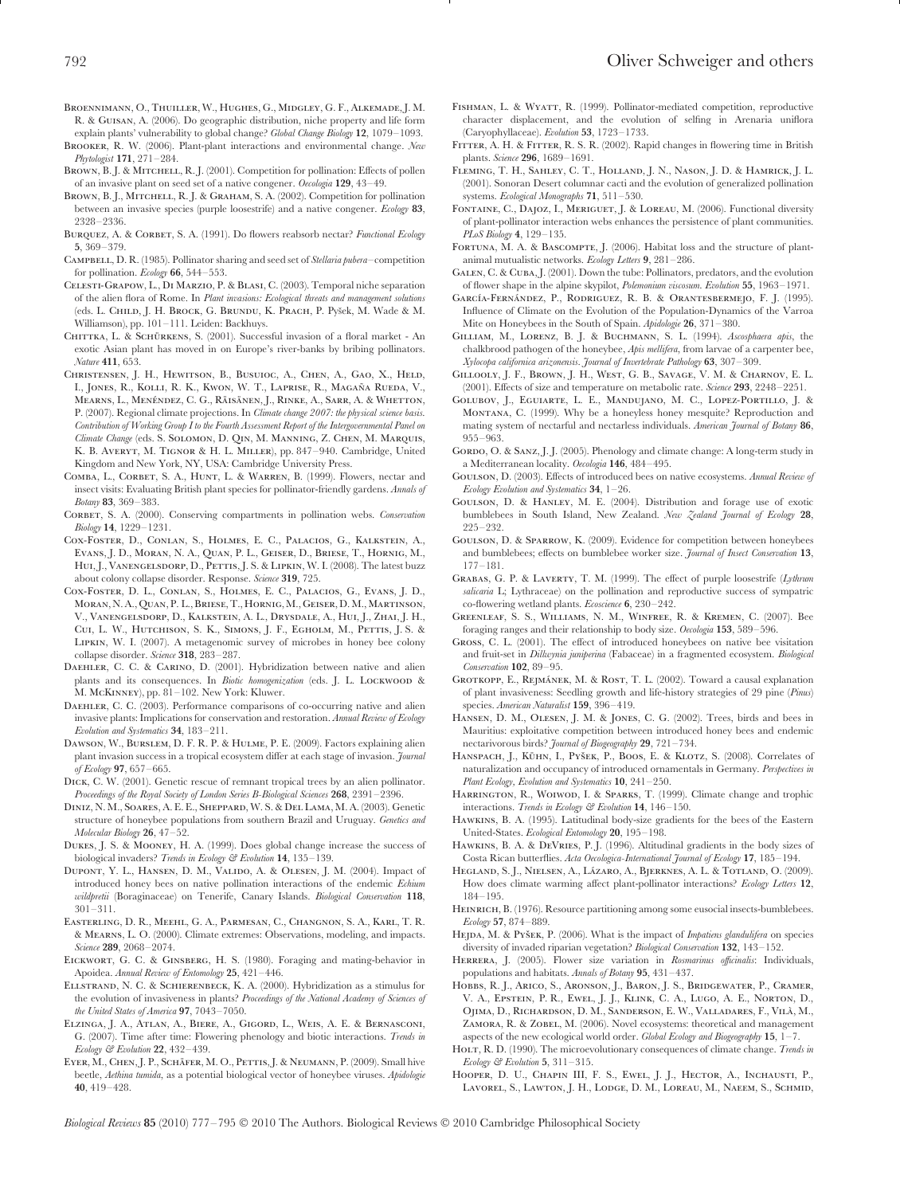Broennimann, O., Thuiller, W., Hughes, G., Midgley, G. F., Alkemade, J. M. R. & Guisan, A. (2006). Do geographic distribution, niche property and life form explain plants' vulnerability to global change? *Global Change Biology* **12**, 1079–1093.

Brooker, R. W. (2006). Plant-plant interactions and environmental change. *New Phytologist* **171**, 271–284.

Brown, B. J. & Mitchell, R. J. (2001). Competition for pollination: Effects of pollen of an invasive plant on seed set of a native congener. *Oecologia* **129**, 43–49.

Brown, B. J., Mitchell, R. J. & Graham, S. A. (2002). Competition for pollination between an invasive species (purple loosestrife) and a native congener. *Ecology* **83**, 2328–2336.

Burquez, A. & Corbet, S. A. (1991). Do flowers reabsorb nectar? *Functional Ecology* **5**, 369–379.

Campbell, D. R. (1985). Pollinator sharing and seed set of *Stellaria pubera*–competition for pollination. *Ecology* **66**, 544–553.

Celesti-Grapow, L., Di Marzio, P. & Blasi, C. (2003). Temporal niche separation of the alien flora of Rome. In *Plant invasions: Ecological threats and management solutions* (eds. L. Child, J. H. Brock, G. Brundu, K. Prach, P. Pyšek, M. Wade & M. Williamson), pp. 101–111. Leiden: Backhuys.

Chittka, L. & Schürkens, S. (2001). Successful invasion of a floral market - An exotic Asian plant has moved in on Europe's river-banks by bribing pollinators. *Nature* **411**, 653.

Christensen, J. H., Hewitson, B., Busuioc, A., Chen, A., Gao, X., Held, I., Jones, R., Kolli, R. K., Kwon, W. T., Laprise, R., Magaña Rueda, V., Mearns, L., Menéndez, C. G., Räisänen, J., Rinke, A., Sarr, A. & Whetton, P. (2007). Regional climate projections. In *Climate change 2007: the physical science basis. Contribution of Working Group I to the Fourth Assessment Report of the Intergovernmental Panel on Climate Change* (eds. S. Solomon, D. Qin, M. Manning, Z. Chen, M. Marquis, K. B. Averyt, M. Tignor & H. L. Miller), pp. 847–940. Cambridge, United Kingdom and New York, NY, USA: Cambridge University Press.

Comba, L., Corbet, S. A., Hunt, L. & Warren, B. (1999). Flowers, nectar and insect visits: Evaluating British plant species for pollinator-friendly gardens. *Annals of Botany* **83**, 369–383.

Corbet, S. A. (2000). Conserving compartments in pollination webs. *Conservation Biology* **14**, 1229–1231.

Cox-Foster, D., Conlan, S., Holmes, E. C., Palacios, G., Kalkstein, A., Evans, J. D., Moran, N. A., Quan, P. L., Geiser, D., Briese, T., Hornig, M., Hui, J., Vanengelsdorp, D., Pettis, J. S. & Lipkin, W. I. (2008). The latest buzz about colony collapse disorder. Response. *Science* **319**, 725.

Cox-Foster, D. L., Conlan, S., Holmes, E. C., Palacios, G., Evans, J. D., Moran, N. A., Quan, P. L., Briese, T., Hornig, M., Geiser, D. M., Martinson, V., Vanengelsdorp, D., Kalkstein, A. L., Drysdale, A., Hui, J., Zhai, J. H., Cui, L. W., Hutchison, S. K., Simons, J. F., Egholm, M., Pettis, J. S. & Lipkin, W. I. (2007). A metagenomic survey of microbes in honey bee colony collapse disorder. *Science* **318**, 283–287.

Daehler, C. C. & Carino, D. (2001). Hybridization between native and alien plants and its consequences. In *Biotic homogenization* (eds. J. L. Lockwood & M. McKinney), pp. 81–102. New York: Kluwer.

Daehler, C. C. (2003). Performance comparisons of co-occurring native and alien invasive plants: Implications for conservation and restoration. *Annual Review of Ecology Evolution and Systematics* **34**, 183–211.

Dawson, W., Burslem, D. F. R. P. & Hulme, P. E. (2009). Factors explaining alien plant invasion success in a tropical ecosystem differ at each stage of invasion. *Journal of Ecology* **97**, 657–665.

Dick, C. W. (2001). Genetic rescue of remnant tropical trees by an alien pollinator. *Proceedings of the Royal Society of London Series B-Biological Sciences* **268**, 2391–2396.

Diniz, N. M., Soares, A. E. E., Sheppard, W. S. & Del Lama, M. A. (2003). Genetic structure of honeybee populations from southern Brazil and Uruguay. *Genetics and Molecular Biology* **26**, 47–52.

Dukes, J. S. & Mooney, H. A. (1999). Does global change increase the success of biological invaders? *Trends in Ecology & Evolution* **14**, 135–139.

Dupont, Y. L., Hansen, D. M., Valido, A. & Olesen, J. M. (2004). Impact of introduced honey bees on native pollination interactions of the endemic *Echium wildpretii* (Boraginaceae) on Tenerife, Canary Islands. *Biological Conservation* **118**, 301–311.

Easterling, D. R., Meehl, G. A., Parmesan, C., Changnon, S. A., Karl, T. R. & Mearns, L. O. (2000). Climate extremes: Observations, modeling, and impacts. *Science* **289**, 2068–2074.

Eickwort, G. C. & Ginsberg, H. S. (1980). Foraging and mating-behavior in Apoidea. *Annual Review of Entomology* **25**, 421–446.

Ellstrand, N. C. & Schierenbeck, K. A. (2000). Hybridization as a stimulus for the evolution of invasiveness in plants? *Proceedings of the National Academy of Sciences of the United States of America* **97**, 7043–7050.

Elzinga, J. A., Atlan, A., Biere, A., Gigord, L., Weis, A. E. & Bernasconi, G. (2007). Time after time: Flowering phenology and biotic interactions. *Trends in Ecology & Evolution* **22**, 432–439.

Eyer, M., Chen, J. P., Schäfer, M. O., Pettis, J. & Neumann, P. (2009). Small hive beetle, *Aethina tumida*, as a potential biological vector of honeybee viruses. *Apidologie* **40**, 419–428.

Fishman, L. & Wyatt, R. (1999). Pollinator-mediated competition, reproductive character displacement, and the evolution of selfing in Arenaria uniflora (Caryophyllaceae). *Evolution* **53**, 1723–1733.

Fitter, A. H. & Fitter, R. S. R. (2002). Rapid changes in flowering time in British plants. *Science* **296**, 1689–1691.

Fleming, T. H., Sahley, C. T., Holland, J. N., Nason, J. D. & Hamrick, J. L. (2001). Sonoran Desert columnar cacti and the evolution of generalized pollination systems. *Ecological Monographs* **71**, 511–530.

Fontaine, C., Dajoz, I., Meriguet, J. & Loreau, M. (2006). Functional diversity of plant-pollinator interaction webs enhances the persistence of plant communities. *PLoS Biology* **4**, 129–135.

Fortuna, M. A. & Bascompte, J. (2006). Habitat loss and the structure of plant-animal mutualistic networks. *Ecology Letters* **9**, 281–286.

Galen, C. & Cuba, J. (2001). Down the tube: Pollinators, predators, and the evolution of flower shape in the alpine skypilot, *Polemonium viscosum*. *Evolution* **55**, 1963–1971.

García-Fernández, P., Rodriguez, R. B. & Orantesbermejo, F. J. (1995). Influence of Climate on the Evolution of the Population-Dynamics of the Varroa Mite on Honeybees in the South of Spain. *Apidologie* **26**, 371–380.

Gilliam, M., Lorenz, B. J. & Buchmann, S. L. (1994). *Ascosphaera apis*, the chalkbrood pathogen of the honeybee, *Apis mellifera*, from larvae of a carpenter bee, *Xylocopa californica arizonensis*. *Journal of Invertebrate Pathology* **63**, 307–309.

Gillooly, J. F., Brown, J. H., West, G. B., Savage, V. M. & Charnov, E. L. (2001). Effects of size and temperature on metabolic rate. *Science* **293**, 2248–2251.

Golubov, J., Eguiarte, L. E., Mandujano, M. C., Lopez-Portillo, J. & Montana, C. (1999). Why be a honeyless honey mesquite? Reproduction and mating system of nectarful and nectarless individuals. *American Journal of Botany* **86**, 955–963.

Gordo, O. & Sanz, J. J. (2005). Phenology and climate change: A long-term study in a Mediterranean locality. *Oecologia* **146**, 484–495.

Goulson, D. (2003). Effects of introduced bees on native ecosystems. *Annual Review of Ecology Evolution and Systematics* **34**, 1–26.

Goulson, D. & Hanley, M. E. (2004). Distribution and forage use of exotic bumblebees in South Island, New Zealand. *New Zealand Journal of Ecology* **28**, 225–232.

Goulson, D. & Sparrow, K. (2009). Evidence for competition between honeybees and bumblebees; effects on bumblebee worker size. *Journal of Insect Conservation* **13**, 177–181.

Grabas, G. P. & Laverty, T. M. (1999). The effect of purple loosestrife (*Lythrum salicaria* L; Lythraceae) on the pollination and reproductive success of sympatric co-flowering wetland plants. *Ecoscience* **6**, 230–242.

Greenleaf, S. S., Williams, N. M., Winfree, R. & Kremen, C. (2007). Bee foraging ranges and their relationship to body size. *Oecologia* **153**, 589–596.

Gross, C. L. (2001). The effect of introduced honeybees on native bee visitation and fruit-set in *Dillwynia juniperina* (Fabaceae) in a fragmented ecosystem. *Biological Conservation* **102**, 89–95.

Grotkopp, E., Rejmánek, M. & Rost, T. L. (2002). Toward a causal explanation of plant invasiveness: Seedling growth and life-history strategies of 29 pine (*Pinus*) species. *American Naturalist* **159**, 396–419.

Hansen, D. M., Olesen, J. M. & Jones, C. G. (2002). Trees, birds and bees in Mauritius: exploitative competition between introduced honey bees and endemic nectarivorous birds? *Journal of Biogeography* **29**, 721–734.

Hanspach, J., Kühn, I., Pyšek, P., Boos, E. & Klotz, S. (2008). Correlates of naturalization and occupancy of introduced ornamentals in Germany. *Perspectives in Plant Ecology, Evolution and Systematics* **10**, 241–250.

Harrington, R., Woiwod, I. & Sparks, T. (1999). Climate change and trophic interactions. *Trends in Ecology & Evolution* **14**, 146–150.

Hawkins, B. A. (1995). Latitudinal body-size gradients for the bees of the Eastern United-States. *Ecological Entomology* **20**, 195–198.

Hawkins, B. A. & DeVries, P. J. (1996). Altitudinal gradients in the body sizes of Costa Rican butterflies. *Acta Oecologica-International Journal of Ecology* **17**, 185–194.

Hegland, S. J., Nielsen, A., Lázaro, A., Bjerknes, A. L. & Totland, O. (2009). How does climate warming affect plant-pollinator interactions? *Ecology Letters* **12**, 184–195.

Heinrich, B. (1976). Resource partitioning among some eusocial insects-bumblebees. *Ecology* **57**, 874–889.

Hejda, M. & Pyšek, P. (2006). What is the impact of *Impatiens glandulifera* on species diversity of invaded riparian vegetation? *Biological Conservation* **132**, 143–152.

Herrera, J. (2005). Flower size variation in *Rosmarinus officinalis*: Individuals, populations and habitats. *Annals of Botany* **95**, 431–437.

Hobbs, R. J., Arico, S., Aronson, J., Baron, J. S., Bridgewater, P., Cramer, V. A., Epstein, P. R., Ewel, J. J., Klink, C. A., Lugo, A. E., Norton, D., Ojima, D., Richardson, D. M., Sanderson, E. W., Valladares, F., Vilà, M., Zamora, R. & Zobel, M. (2006). Novel ecosystems: theoretical and management aspects of the new ecological world order. *Global Ecology and Biogeography* **15**, 1–7.

Holt, R. D. (1990). The microevolutionary consequences of climate change. *Trends in Ecology & Evolution* **5**, 311–315.

Hooper, D. U., Chapin III, F. S., Ewel, J. J., Hector, A., Inchausti, P., Lavorel, S., Lawton, J. H., Lodge, D. M., Loreau, M., Naeem, S., Schmid,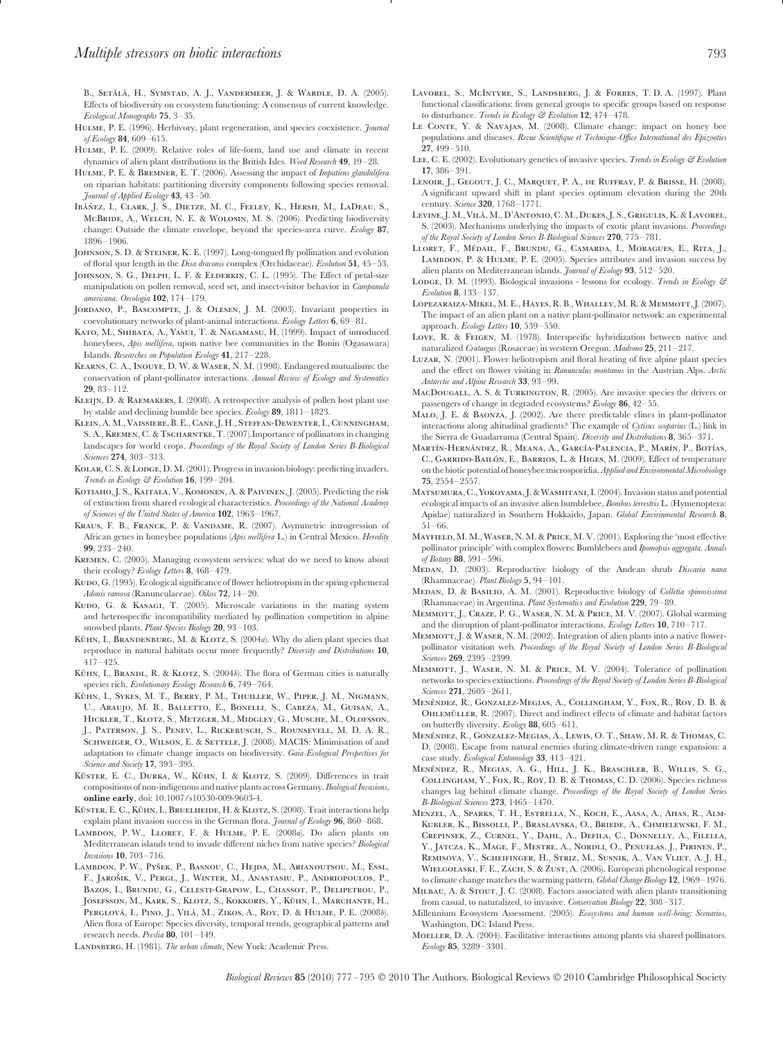B., Setälä, H., Symstad, A. J., Vandermeer, J. & Wardle, D. A. (2005). Effects of biodiversity on ecosystem functioning: A consensus of current knowledge. *Ecological Monographs* **75**, 3–35.

Hulme, P. E. (1996). Herbivory, plant regeneration, and species coexistence. *Journal of Ecology* **84**, 609–615.

Hulme, P. E. (2009). Relative roles of life-form, land use and climate in recent dynamics of alien plant distributions in the British Isles. *Weed Research* **49**, 19–28.

Hulme, P. E. & Bremner, E. T. (2006). Assessing the impact of *Impatiens glandulifera* on riparian habitats: partitioning diversity components following species removal. *Journal of Applied Ecology* **43**, 43–50.

Ibáñez, I., Clark, J. S., Dietze, M. C., Feeley, K., Hersh, M., LaDeau, S., McBride, A., Welch, N. E. & Wolosin, M. S. (2006). Predicting biodiversity change: Outside the climate envelope, beyond the species-area curve. *Ecology* **87**, 1896–1906.

Johnson, S. D. & Steiner, K. E. (1997). Long-tongued fly pollination and evolution of floral spur length in the *Disa draconis* complex (Orchidaceae). *Evolution* **51**, 45–53.

Johnson, S. G., Delph, L. F. & Elderkin, C. L. (1995). The Effect of petal-size manipulation on pollen removal, seed set, and insect-visitor behavior in *Campanula americana*. *Oecologia* **102**, 174–179.

Jordano, P., Bascompte, J. & Olesen, J. M. (2003). Invariant properties in coevolutionary networks of plant-animal interactions. *Ecology Letters* **6**, 69–81.

Kato, M., Shibata, A., Yasui, T. & Nagamasu, H. (1999). Impact of introduced honeybees, *Apis mellifera*, upon native bee communities in the Bonin (Ogasawara) Islands. *Researches on Population Ecology* **41**, 217–228.

Kearns, C. A., Inouye, D. W. & Waser, N. M. (1998). Endangered mutualisms: the conservation of plant-pollinator interactions. *Annual Review of Ecology and Systematics* **29**, 83–112.

Kleijn, D. & Raemakers, I. (2008). A retrospective analysis of pollen host plant use by stable and declining bumble bee species. *Ecology* **89**, 1811–1823.

Klein, A. M., Vaissiere, B. E., Cane, J. H., Steffan-Dewenter, I., Cunningham, S. A., Kremen, C. & Tscharntke, T. (2007). Importance of pollinators in changing landscapes for world crops. *Proceedings of the Royal Society of London Series B-Biological Sciences* **274**, 303–313.

Kolar, C. S. & Lodge, D. M. (2001). Progress in invasion biology: predicting invaders. *Trends in Ecology & Evolution* **16**, 199–204.

Kotiaho, J. S., Kaitala, V., Komonen, A. & Paivinen, J. (2005). Predicting the risk of extinction from shared ecological characteristics. *Proceedings of the National Academy of Sciences of the United States of America* **102**, 1963–1967.

Kraus, F. B., Franck, P. & Vandame, R. (2007). Asymmetric introgression of African genes in honeybee populations (*Apis mellifera* L.) in Central Mexico. *Heredity* **99**, 233–240.

Kremen, C. (2005). Managing ecosystem services: what do we need to know about their ecology? *Ecology Letters* **8**, 468–479.

Kudo, G. (1995). Ecological significance of flower heliotropism in the spring ephemeral *Adonis ramosa* (Ranunculaceae). *Oikos* **72**, 14–20.

Kudo, G. & Kasagi, T. (2005). Microscale variations in the mating system and heterospecific incompatibility mediated by pollination competition in alpine snowbed plants. *Plant Species Biology* **20**, 93–103.

Kühn, I., Brandenburg, M. & Klotz, S. (2004*a*). Why do alien plant species that reproduce in natural habitats occur more frequently? *Diversity and Distributions* **10**, 417–425.

Kühn, I., Brandl, R. & Klotz, S. (2004*b*). The flora of German cities is naturally species rich. *Evolutionary Ecology Research* **6**, 749–764.

Kühn, I., Sykes, M. T., Berry, P. M., Thuiller, W., Piper, J. M., Nigmann, U., Araujo, M. B., Balletto, E., Bonelli, S., Cabeza, M., Guisan, A., Hickler, T., Klotz, S., Metzger, M., Midgley, G., Musche, M., Olofsson, J., Paterson, J. S., Penev, L., Rickebusch, S., Rounsevell, M. D. A. R., Schweiger, O., Wilson, E. & Settele, J. (2008). MACIS: Minimisation of and adaptation to climate change impacts on biodiversity. *Gaia-Ecological Perspectives for Science and Society* **17**, 393–395.

Küster, E. C., Durka, W., Kühn, I. & Klotz, S. (2009). Differences in trait compositions of non-indigenous and native plants across Germany. *Biological Invasions*, **online early**, doi: 10.1007/s10530-009-9603-4.

Küster, E. C., Kühn, I., Bruelheide, H. & Klotz, S. (2008). Trait interactions help explain plant invasion success in the German flora. *Journal of Ecology* **96**, 860–868.

Lambdon, P. W., Lloret, F. & Hulme, P. E. (2008*a*). Do alien plants on Mediterranean islands tend to invade different niches from native species? *Biological Invasions* **10**, 703–716.

Lambdon, P. W., Pyšek, P., Basnou, C., Hejda, M., Arianoutsou, M., Essl, F., Jarošík, V., Pergl, J., Winter, M., Anastasiu, P., Andriopoulos, P., Bazos, I., Brundu, G., Celesti-Grapow, L., Chassot, P., Delipetrou, P., Josefsson, M., Kark, S., Klotz, S., Kokkoris, Y., Kühn, I., Marchante, H., Perglová, I., Pino, J., Vilà, M., Zikos, A., Roy, D. & Hulme, P. E. (2008*b*). Alien flora of Europe: Species diversity, temporal trends, geographical patterns and research needs. *Preslia* **80**, 101–149.

Landsberg, H. (1981). *The urban climate*, New York: Academic Press.

Lavorel, S., McIntyre, S., Landsberg, J. & Forbes, T. D. A. (1997). Plant functional classifications: from general groups to specific groups based on response to disturbance. *Trends in Ecology & Evolution* **12**, 474–478.

Le Conte, Y. & Navajas, M. (2008). Climate change: impact on honey bee populations and diseases. *Revue Scientifique et Technique-Office International des Epizooties* **27**, 499–510.

Lee, C. E. (2002). Evolutionary genetics of invasive species. *Trends in Ecology & Evolution* **17**, 386–391.

Lenoir, J., Gegout, J. C., Marquet, P. A., de Ruffray, P. & Brisse, H. (2008). A significant upward shift in plant species optimum elevation during the 20th century. *Science* **320**, 1768–1771.

Levine, J. M., Vilà, M., D'Antonio, C. M., Dukes, J. S., Grigulis, K. & Lavorel, S. (2003). Mechanisms underlying the impacts of exotic plant invasions. *Proceedings of the Royal Society of London Series B-Biological Sciences* **270**, 775–781.

Lloret, F., Médail, F., Brundu, G., Camarda, I., Moragues, E., Rita, J., Lambdon, P. & Hulme, P. E. (2005). Species attributes and invasion success by alien plants on Mediterranean islands. *Journal of Ecology* **93**, 512–520.

Lodge, D. M. (1993). Biological invasions - lessons for ecology. *Trends in Ecology & Evolution* **8**, 133–137.

Lopezaraiza-Mikel, M. E., Hayes, R. B., Whalley, M. R. & Memmott, J. (2007). The impact of an alien plant on a native plant-pollinator network: an experimental approach. *Ecology Letters* **10**, 539–550.

Love, R. & Feigen, M. (1978). Interspecific hybridization between native and naturalized *Crataegus* (Rosaceae) in western Oregon. *Madrono* **25**, 211–217.

Luzar, N. (2001). Flower heliotropism and floral heating of five alpine plant species and the effect on flower visiting in *Ranunculus montanus* in the Austrian Alps. *Arctic Antarctic and Alpine Research* **33**, 93–99.

MacDougall, A. S. & Turkington, R. (2005). Are invasive species the drivers or passengers of change in degraded ecosystems? *Ecology* **86**, 42–55.

Malo, J. E. & Baonza, J. (2002). Are there predictable clines in plant-pollinator interactions along altitudinal gradients? The example of *Cytisus scoparius* (L.) link in the Sierra de Guadarrama (Central Spain). *Diversity and Distributions* **8**, 365–371.

Martín-Hernández, R., Meana, A., García-Palencia, P., Marín, P., Botías, C., Garrido-Bailón, E., Barrios, L. & Higes, M. (2009). Effect of temperature on the biotic potential of honeybee microsporidia. *Applied and Environmental Microbiology* **75**, 2554–2557.

Matsumura, C., Yokoyama, J. & Washitani, I. (2004). Invasion status and potential ecological impacts of an invasive alien bumblebee, *Bombus terrestris* L. (Hymenoptera: Apidae) naturalized in Southern Hokkaido, Japan. *Global Envirinmental Research* **8**, 51–66.

Mayfield, M. M., Waser, N. M. & Price, M. V. (2001). Exploring the 'most effective pollinator principle' with complex flowers: Bumblebees and *Ipomopsis aggregata*. *Annals of Botany* **88**, 591–596.

Medan, D. (2003). Reproductive biology of the Andean shrub *Discaria nana* (Rhamnaceae). *Plant Biology* **5**, 94–101.

Medan, D. & Basilio, A. M. (2001). Reproductive biology of *Colletia spinosissima* (Rhamnaceae) in Argentina. *Plant Systematics and Evolution* **229**, 79–89.

Memmott, J., Craze, P. G., Waser, N. M. & Price, M. V. (2007). Global warming and the disruption of plant-pollinator interactions. *Ecology Letters* **10**, 710–717.

Memmott, J. & Waser, N. M. (2002). Integration of alien plants into a native flower-pollinator visitation web. *Proceedings of the Royal Society of London Series B-Biological Sciences* **269**, 2395–2399.

Memmott, J., Waser, N. M. & Price, M. V. (2004). Tolerance of pollination networks to species extinctions. *Proceedings of the Royal Society of London Series B-Biological Sciences* **271**, 2605–2611.

Menéndez, R., Gonzalez-Megias, A., Collingham, Y., Fox, R., Roy, D. B. & Ohlemüller, R. (2007). Direct and indirect effects of climate and habitat factors on butterfly diversity. *Ecology* **88**, 605–611.

Menéndez, R., Gonzalez-Megias, A., Lewis, O. T., Shaw, M. R. & Thomas, C. D. (2008). Escape from natural enemies during climate-driven range expansion: a case study. *Ecological Entomology* **33**, 413–421.

Menéndez, R., Megias, A. G., Hill, J. K., Braschler, B., Willis, S. G., Collingham, Y., Fox, R., Roy, D. B. & Thomas, C. D. (2006). Species richness changes lag behind climate change. *Proceedings of the Royal Society of London Series B-Biological Sciences* **273**, 1465–1470.

Menzel, A., Sparks, T. H., Estrella, N., Koch, E., Aasa, A., Ahas, R., Alm-Kubler, K., Bissolli, P., Braslavska, O., Briede, A., Chmielewski, F. M., Crepinsek, Z., Curnel, Y., Dahl, A., Defila, C., Donnelly, A., Filella, Y., Jatcza, K., Mage, F., Mestre, A., Nordli, O., Penuelas, J., Pirinen, P., Remisova, V., Scheifinger, H., Striz, M., Susnik, A., Van Vliet, A. J. H., Wielgolaski, F. E., Zach, S. & Zust, A. (2006). European phenological response to climate change matches the warming pattern. *Global Change Biology* **12**, 1969–1976.

Milbau, A. & Stout, J. C. (2008). Factors associated with alien plants transitioning from casual, to naturalized, to invasive. *Conservation Biology* **22**, 308–317.

Millennium Ecosystem Assessment. (2005). *Ecosystems and human well-being: Scenarios*, Washington, DC: Island Press.

Moeller, D. A. (2004). Facilitative interactions among plants via shared pollinators. *Ecology* **85**, 3289–3301.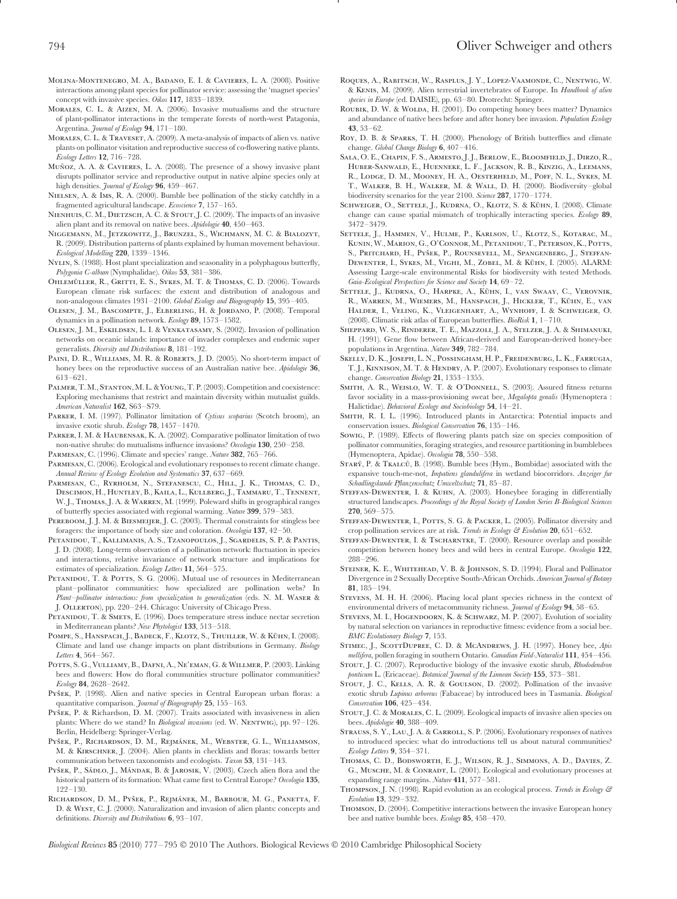Molina-Montenegro, M. A., Badano, E. I. & Cavieres, L. A. (2008). Positive interactions among plant species for pollinator service: assessing the 'magnet species' concept with invasive species. *Oikos* **117**, 1833–1839.

Morales, C. L. & Aizen, M. A. (2006). Invasive mutualisms and the structure of plant-pollinator interactions in the temperate forests of north-west Patagonia, Argentina. *Journal of Ecology* **94**, 171–180.

Morales, C. L. & Traveset, A. (2009). A meta-analysis of impacts of alien vs. native plants on pollinator visitation and reproductive success of co-flowering native plants. *Ecology Letters* **12**, 716–728.

Muñoz, A. A. & Cavieres, L. A. (2008). The presence of a showy invasive plant disrupts pollinator service and reproductive output in native alpine species only at high densities. *Journal of Ecology* **96**, 459–467.

Nielsen, A. & Ims, R. A. (2000). Bumble bee pollination of the sticky catchfly in a fragmented agricultural landscape. *Ecoscience* **7**, 157–165.

Nienhuis, C. M., Dietzsch, A. C. & Stout, J. C. (2009). The impacts of an invasive alien plant and its removal on native bees. *Apidologie* **40**, 450–463.

Niggemann, M., Jetzkowitz, J., Brunzel, S., Wichmann, M. C. & Bialozyt, R. (2009). Distribution patterns of plants explained by human movement behaviour. *Ecological Modelling* **220**, 1339–1346.

Nylin, S. (1988). Host plant specialization and seasonality in a polyphagous butterfly, *Polygonia C-album* (Nymphalidae). *Oikos* **53**, 381–386.

Ohlemüller, R., Gritti, E. S., Sykes, M. T. & Thomas, C. D. (2006). Towards European climate risk surfaces: the extent and distribution of analogous and non-analogous climates 1931–2100. *Global Ecology and Biogeography* **15**, 395–405.

Olesen, J. M., Bascompte, J., Elberling, H. & Jordano, P. (2008). Temporal dynamics in a pollination network. *Ecology* **89**, 1573–1582.

Olesen, J. M., Eskildsen, L. I. & Venkatasamy, S. (2002). Invasion of pollination networks on oceanic islands: importance of invader complexes and endemic super generalists. *Diversity and Distributions* **8**, 181–192.

Paini, D. R., Williams, M. R. & Roberts, J. D. (2005). No short-term impact of honey bees on the reproductive success of an Australian native bee. *Apidologie* **36**, 613–621.

Palmer, T. M., Stanton, M. L. & Young, T. P. (2003). Competition and coexistence: Exploring mechanisms that restrict and maintain diversity within mutualist guilds. *American Naturalist* **162**, S63–S79.

Parker, I. M. (1997). Pollinator limitation of *Cytisus scoparius* (Scotch broom), an invasive exotic shrub. *Ecology* **78**, 1457–1470.

Parker, I. M. & Haubensak, K. A. (2002). Comparative pollinator limitation of two non-native shrubs: do mutualisms influence invasions? *Oecologia* **130**, 250–258.

Parmesan, C. (1996). Climate and species' range. *Nature* **382**, 765–766.

Parmesan, C. (2006). Ecological and evolutionary responses to recent climate change. *Annual Review of Ecology Evolution and Systematics* **37**, 637–669.

Parmesan, C., Ryrholm, N., Stefanescu, C., Hill, J. K., Thomas, C. D., Descimon, H., Huntley, B., Kaila, L., Kullberg, J., Tammaru, T., Tennent, W. J., Thomas, J. A. & Warren, M. (1999). Poleward shifts in geographical ranges of butterfly species associated with regional warming. *Nature* **399**, 579–583.

Pereboom, J. J. M. & Biesmeijer, J. C. (2003). Thermal constraints for stingless bee foragers: the importance of body size and coloration. *Oecologia* **137**, 42–50.

Petanidou, T., Kallimanis, A. S., Tzanopoulos, J., Sgardelis, S. P. & Pantis, J. D. (2008). Long-term observation of a pollination network: fluctuation in species and interactions, relative invariance of network structure and implications for estimates of specialization. *Ecology Letters* **11**, 564–575.

Petanidou, T. & Potts, S. G. (2006). Mutual use of resources in Mediterranean plant–pollinator communities: how specialized are pollination webs? In *Plant–pollinator interactions: from specialization to generalization* (eds. N. M. Waser & J. Ollerton), pp. 220–244. Chicago: University of Chicago Press.

Petanidou, T. & Smets, E. (1996). Does temperature stress induce nectar secretion in Mediterranean plants? *New Phytologist* **133**, 513–518.

Pompe, S., Hanspach, J., Badeck, F., Klotz, S., Thuiller, W. & Kühn, I. (2008). Climate and land use change impacts on plant distributions in Germany. *Biology Letters* **4**, 564–567.

Potts, S. G., Vulliamy, B., Dafni, A., Ne'eman, G. & Willmer, P. (2003). Linking bees and flowers: How do floral communities structure pollinator communities? *Ecology* **84**, 2628–2642.

Pyšek, P. (1998). Alien and native species in Central European urban floras: a quantitative comparison. *Journal of Biogeography* **25**, 155–163.

Pyšek, P. & Richardson, D. M. (2007). Traits associated with invasiveness in alien plants: Where do we stand? In *Biological invasions* (ed. W. Nentwig), pp. 97–126. Berlin, Heidelberg: Springer-Verlag.

Pyšek, P., Richardson, D. M., Rejmánek, M., Webster, G. L., Williamson, M. & Kirschner, J. (2004). Alien plants in checklists and floras: towards better communication between taxonomists and ecologists. *Taxon* **53**, 131–143.

Pyšek, P., Sádlo, J., Mándak, B. & Jarosik, V. (2003). Czech alien flora and the historical pattern of its formation: What came first to Central Europe? *Oecologia* **135**, 122–130.

Richardson, D. M., Pyšek, P., Rejmánek, M., Barbour, M. G., Panetta, F. D. & West, C. J. (2000). Naturalization and invasion of alien plants: concepts and definitions. *Diversity and Distributions* **6**, 93–107.

Roques, A., Rabitsch, W., Rasplus, J. Y., Lopez-Vaamonde, C., Nentwig, W. & Kenis, M. (2009). Alien terrestrial invertebrates of Europe. In *Handbook of alien species in Europe* (ed. DAISIE), pp. 63–80. Drotrecht: Springer.

Roubik, D. W. & Wolda, H. (2001). Do competing honey bees matter? Dynamics and abundance of native bees before and after honey bee invasion. *Population Ecology* **43**, 53–62.

Roy, D. B. & Sparks, T. H. (2000). Phenology of British butterflies and climate change. *Global Change Biology* **6**, 407–416.

Sala, O. E., Chapin, F. S., Armesto, J. J., Berlow, E., Bloomfield, J., Dirzo, R., Huber-Sanwald, E., Huenneke, L. F., Jackson, R. B., Kinzig, A., Leemans, R., Lodge, D. M., Mooney, H. A., Oesterheld, M., Poff, N. L., Sykes, M. T., Walker, B. H., Walker, M. & Wall, D. H. (2000). Biodiversity–global biodiversity scenarios for the year 2100. *Science* **287**, 1770–1774.

Schweiger, O., Settele, J., Kudrna, O., Klotz, S. & Kühn, I. (2008). Climate change can cause spatial mismatch of trophically interacting species. *Ecology* **89**, 3472–3479.

Settele, J., Hammen, V., Hulme, P., Karlson, U., Klotz, S., Kotarac, M., Kunin, W., Marion, G., O'Connor, M., Petanidou, T., Peterson, K., Potts, S., Pritchard, H., Pyšek, P., Rounsevell, M., Spangenberg, J., Steffan-Dewenter, I., Sykes, M., Vighi, M., Zobel, M. & Kühn, I. (2005). ALARM: Assessing Large-scale environmental Risks for biodiversity with tested Methods. *Gaia-Ecological Perspectives for Science and Society* **14**, 69–72.

Settele, J., Kudrna, O., Harpke, A., Kühn, I., van Swaay, C., Verovnik, R., Warren, M., Wiemers, M., Hanspach, J., Hickler, T., Kühn, E., van Halder, I., Veling, K., Vleigenhart, A., Wynhoff, I. & Schweiger, O. (2008). Climatic risk atlas of European butterflies. *BioRisk* **1**, 1–710.

Sheppard, W. S., Rinderer, T. E., Mazzoli, J. A., Stelzer, J. A. & Shimanuki, H. (1991). Gene flow between African-derived and European-derived honey-bee populations in Argentina. *Nature* **349**, 782–784.

Skelly, D. K., Joseph, L. N., Possingham, H. P., Freidenburg, L. K., Farrugia, T. J., Kinnison, M. T. & Hendry, A. P. (2007). Evolutionary responses to climate change. *Conservation Biology* **21**, 1353–1355.

Smith, A. R., Weislo, W. T. & O'Donnell, S. (2003). Assured fitness returns favor sociality in a mass-provisioning sweat bee, *Megalopta genalis* (Hymenoptera : Halictidae). *Behavioral Ecology and Sociobiology* **54**, 14–21.

Smith, R. I. L. (1996). Introduced plants in Antarctica: Potential impacts and conservation issues. *Biological Conservation* **76**, 135–146.

Sowig, P. (1989). Effects of flowering plants patch size on species composition of pollinator communities, foraging strategies, and resource partitioning in bumblebees (Hymenoptera, Apidae). *Oecologia* **78**, 550–558.

Starý, P. & Tkalců, B. (1998). Bumble bees (Hym., Bombidae) associated with the expansive touch-me-not, *Impatiens glandulifera* in wetland biocorridors. *Anzeiger fur Schadlingskunde Pflanzenschutz Umweltschutz* **71**, 85–87.

Steffan-Dewenter, I. & Kuhn, A. (2003). Honeybee foraging in differentially structured landscapes. *Proceedings of the Royal Society of London Series B-Biological Sciences* **270**, 569–575.

Steffan-Dewenter, I., Potts, S. G. & Packer, L. (2005). Pollinator diversity and crop pollination services are at risk. *Trends in Ecology & Evolution* **20**, 651–652.

Steffan-Dewenter, I. & Tscharntke, T. (2000). Resource overlap and possible competition between honey bees and wild bees in central Europe. *Oecologia* **122**, 288–296.

Steiner, K. E., Whitehead, V. B. & Johnson, S. D. (1994). Floral and Pollinator Divergence in 2 Sexually Deceptive South-African Orchids. *American Journal of Botany* **81**, 185–194.

Stevens, M. H. H. (2006). Placing local plant species richness in the context of environmental drivers of metacommunity richness. *Journal of Ecology* **94**, 58–65.

Stevens, M. I., Hogendoorn, K. & Schwarz, M. P. (2007). Evolution of sociality by natural selection on variances in reproductive fitness: evidence from a social bee. *BMC Evolutionary Biology* **7**, 153.

Stimec, J., ScottDupree, C. D. & McAndrews, J. H. (1997). Honey bee, *Apis mellifera*, pollen foraging in southern Ontario. *Canadian Field-Naturalist* **111**, 454–456.

Stout, J. C. (2007). Reproductive biology of the invasive exotic shrub, *Rhododendron ponticum* L. (Ericaceae). *Botanical Journal of the Linnean Society* **155**, 373–381.

Stout, J. C., Kells, A. R. & Goulson, D. (2002). Pollination of the invasive exotic shrub *Lupinus arboreus* (Fabaceae) by introduced bees in Tasmania. *Biological Conservation* **106**, 425–434.

Stout, J. C. & Morales, C. L. (2009). Ecological impacts of invasive alien species on bees. *Apidologie* **40**, 388–409.

Strauss, S. Y., Lau, J. A. & Carroll, S. P. (2006). Evolutionary responses of natives to introduced species: what do introductions tell us about natural communities? *Ecology Letters* **9**, 354–371.

Thomas, C. D., Bodsworth, E. J., Wilson, R. J., Simmons, A. D., Davies, Z. G., Musche, M. & Conradt, L. (2001). Ecological and evolutionary processes at expanding range margins. *Nature* **411**, 577–581.

Thompson, J. N. (1998). Rapid evolution as an ecological process. *Trends in Ecology & Evolution* **13**, 329–332.

Thomson, D. (2004). Competitive interactions between the invasive European honey bee and native bumble bees. *Ecology* **85**, 458–470.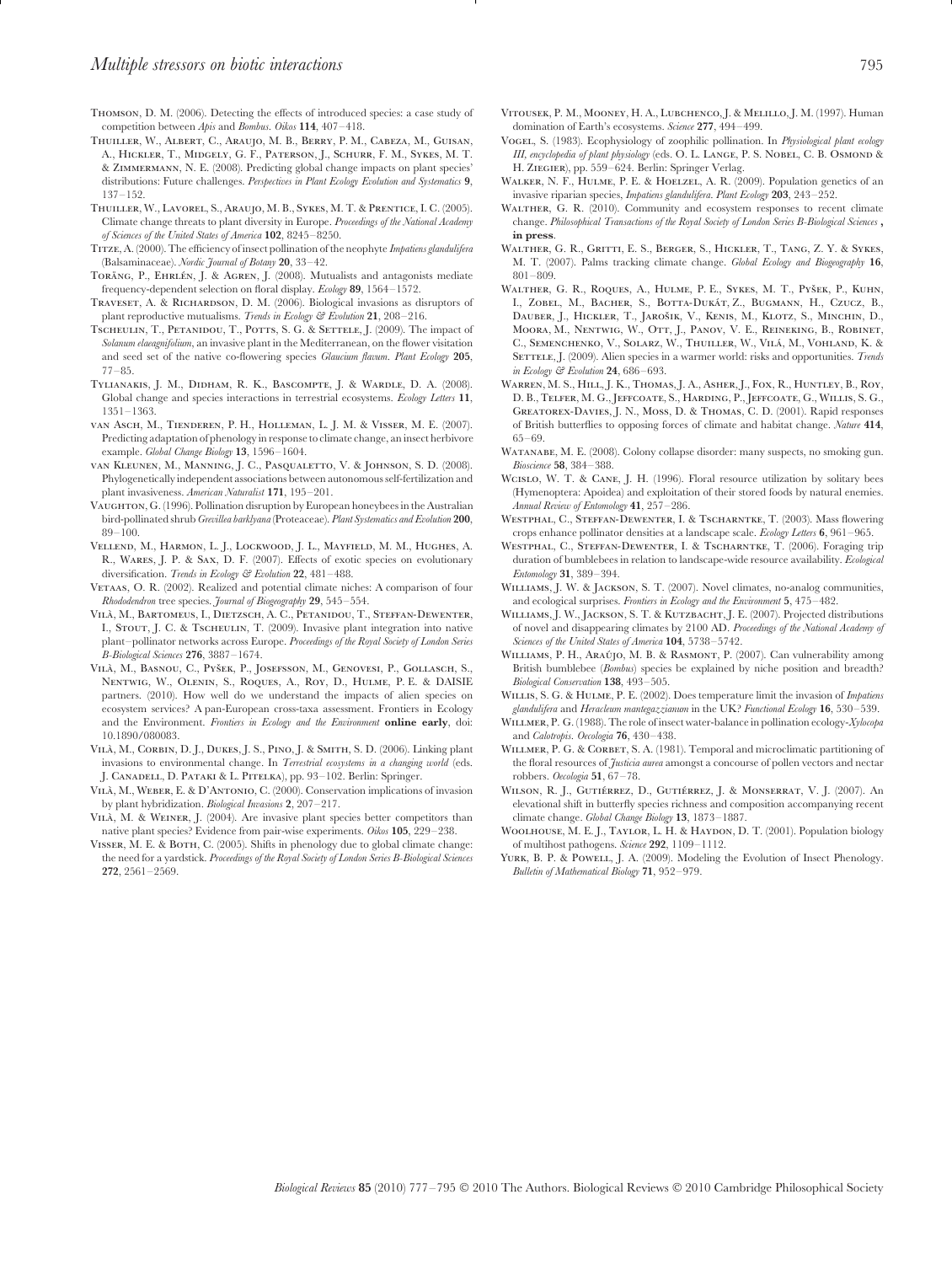Thomson, D. M. (2006). Detecting the effects of introduced species: a case study of competition between *Apis* and *Bombus*. *Oikos* **114**, 407–418.

Thuiller, W., Albert, C., Araujo, M. B., Berry, P. M., Cabeza, M., Guisan, A., Hickler, T., Midgely, G. F., Paterson, J., Schurr, F. M., Sykes, M. T. & Zimmermann, N. E. (2008). Predicting global change impacts on plant species' distributions: Future challenges. *Perspectives in Plant Ecology Evolution and Systematics* **9**, 137–152.

Thuiller, W., Lavorel, S., Araujo, M. B., Sykes, M. T. & Prentice, I. C. (2005). Climate change threats to plant diversity in Europe. *Proceedings of the National Academy of Sciences of the United States of America* **102**, 8245–8250.

Titze, A. (2000). The efficiency of insect pollination of the neophyte *Impatiens glandulifera* (Balsaminaceae). *Nordic Journal of Botany* **20**, 33–42.

Toräng, P., Ehrlén, J. & Agren, J. (2008). Mutualists and antagonists mediate frequency-dependent selection on floral display. *Ecology* **89**, 1564–1572.

Traveset, A. & Richardson, D. M. (2006). Biological invasions as disruptors of plant reproductive mutualisms. *Trends in Ecology & Evolution* **21**, 208–216.

Tscheulin, T., Petanidou, T., Potts, S. G. & Settele, J. (2009). The impact of *Solanum elaeagnifolium*, an invasive plant in the Mediterranean, on the flower visitation and seed set of the native co-flowering species *Glaucium flavum*. *Plant Ecology* **205**, 77–85.

Tylianakis, J. M., Didham, R. K., Bascompte, J. & Wardle, D. A. (2008). Global change and species interactions in terrestrial ecosystems. *Ecology Letters* **11**, 1351–1363.

van Asch, M., Tienderen, P. H., Holleman, L. J. M. & Visser, M. E. (2007). Predicting adaptation of phenology in response to climate change, an insect herbivore example. *Global Change Biology* **13**, 1596–1604.

van Kleunen, M., Manning, J. C., Pasqualetto, V. & Johnson, S. D. (2008). Phylogenetically independent associations between autonomous self-fertilization and plant invasiveness. *American Naturalist* **171**, 195–201.

Vaughton, G. (1996). Pollination disruption by European honeybees in the Australian bird-pollinated shrub *Grevillea barklyana* (Proteaceae). *Plant Systematics and Evolution* **200**, 89–100.

Vellend, M., Harmon, L. J., Lockwood, J. L., Mayfield, M. M., Hughes, A. R., Wares, J. P. & Sax, D. F. (2007). Effects of exotic species on evolutionary diversification. *Trends in Ecology & Evolution* **22**, 481–488.

Vetaas, O. R. (2002). Realized and potential climate niches: A comparison of four *Rhododendron* tree species. *Journal of Biogeography* **29**, 545–554.

Vilà, M., Bartomeus, I., Dietzsch, A. C., Petanidou, T., Steffan-Dewenter, I., Stout, J. C. & Tscheulin, T. (2009). Invasive plant integration into native plant–pollinator networks across Europe. *Proceedings of the Royal Society of London Series B-Biological Sciences* **276**, 3887–1674.

Vilà, M., Basnou, C., Pyšek, P., Josefsson, M., Genovesi, P., Gollasch, S., Nentwig, W., Olenin, S., Roques, A., Roy, D., Hulme, P. E. & DAISIE partners. (2010). How well do we understand the impacts of alien species on ecosystem services? A pan-European cross-taxa assessment. Frontiers in Ecology and the Environment. *Frontiers in Ecology and the Environment* **online early**, doi: 10.1890/080083.

Vilà, M., Corbin, D. J., Dukes, J. S., Pino, J. & Smith, S. D. (2006). Linking plant invasions to environmental change. In *Terrestrial ecosystems in a changing world* (eds. J. Canadell, D. Pataki & L. Pitelka), pp. 93–102. Berlin: Springer.

Vilà, M., Weber, E. & D'Antonio, C. (2000). Conservation implications of invasion by plant hybridization. *Biological Invasions* **2**, 207–217.

Vilà, M. & Weiner, J. (2004). Are invasive plant species better competitors than native plant species? Evidence from pair-wise experiments. *Oikos* **105**, 229–238.

Visser, M. E. & Both, C. (2005). Shifts in phenology due to global climate change: the need for a yardstick. *Proceedings of the Royal Society of London Series B-Biological Sciences* **272**, 2561–2569.

Vitousek, P. M., Mooney, H. A., Lubchenco, J. & Melillo, J. M. (1997). Human domination of Earth's ecosystems. *Science* **277**, 494–499.

Vogel, S. (1983). Ecophysiology of zoophilic pollination. In *Physiological plant ecology III, encyclopedia of plant physiology* (eds. O. L. Lange, P. S. Nobel, C. B. Osmond & H. Ziegier), pp. 559–624. Berlin: Springer Verlag.

Walker, N. F., Hulme, P. E. & Hoelzel, A. R. (2009). Population genetics of an invasive riparian species, *Impatiens glandulifera*. *Plant Ecology* **203**, 243–252.

Walther, G. R. (2010). Community and ecosystem responses to recent climate change. *Philosophical Transactions of the Royal Society of London Series B-Biological Sciences* **, in press**.

Walther, G. R., Gritti, E. S., Berger, S., Hickler, T., Tang, Z. Y. & Sykes, M. T. (2007). Palms tracking climate change. *Global Ecology and Biogeography* **16**, 801–809.

Walther, G. R., Roques, A., Hulme, P. E., Sykes, M. T., Pyšek, P., Kuhn, I., Zobel, M., Bacher, S., Botta-Dukát, Z., Bugmann, H., Czucz, B., Dauber, J., Hickler, T., Jarošik, V., Kenis, M., Klotz, S., Minchin, D., Moora, M., Nentwig, W., Ott, J., Panov, V. E., Reineking, B., Robinet, C., Semenchenko, V., Solarz, W., Thuiller, W., Vilá, M., Vohland, K. & Settele, J. (2009). Alien species in a warmer world: risks and opportunities. *Trends in Ecology & Evolution* **24**, 686–693.

Warren, M. S., Hill, J. K., Thomas, J. A., Asher, J., Fox, R., Huntley, B., Roy, D. B., Telfer, M. G., Jeffcoate, S., Harding, P., Jeffcoate, G., Willis, S. G., Greatorex-Davies, J. N., Moss, D. & Thomas, C. D. (2001). Rapid responses of British butterflies to opposing forces of climate and habitat change. *Nature* **414**, 65–69.

Watanabe, M. E. (2008). Colony collapse disorder: many suspects, no smoking gun. *Bioscience* **58**, 384–388.

Wcislo, W. T. & Cane, J. H. (1996). Floral resource utilization by solitary bees (Hymenoptera: Apoidea) and exploitation of their stored foods by natural enemies. *Annual Review of Entomology* **41**, 257–286.

Westphal, C., Steffan-Dewenter, I. & Tscharntke, T. (2003). Mass flowering crops enhance pollinator densities at a landscape scale. *Ecology Letters* **6**, 961–965.

Westphal, C., Steffan-Dewenter, I. & Tscharntke, T. (2006). Foraging trip duration of bumblebees in relation to landscape-wide resource availability. *Ecological Entomology* **31**, 389–394.

Williams, J. W. & Jackson, S. T. (2007). Novel climates, no-analog communities, and ecological surprises. *Frontiers in Ecology and the Environment* **5**, 475–482.

Williams, J. W., Jackson, S. T. & Kutzbacht, J. E. (2007). Projected distributions of novel and disappearing climates by 2100 AD. *Proceedings of the National Academy of Sciences of the United States of America* **104**, 5738–5742.

Williams, P. H., Araújo, M. B. & Rasmont, P. (2007). Can vulnerability among British bumblebee (*Bombus*) species be explained by niche position and breadth? *Biological Conservation* **138**, 493–505.

Willis, S. G. & Hulme, P. E. (2002). Does temperature limit the invasion of *Impatiens glandulifera* and *Heracleum mantegazzianum* in the UK? *Functional Ecology* **16**, 530–539.

Willmer, P. G. (1988). The role of insect water-balance in pollination ecology-*Xylocopa* and *Calotropis*. *Oecologia* **76**, 430–438.

Willmer, P. G. & Corbet, S. A. (1981). Temporal and microclimatic partitioning of the floral resources of *Justicia aurea* amongst a concourse of pollen vectors and nectar robbers. *Oecologia* **51**, 67–78.

Wilson, R. J., Gutiérrez, D., Gutiérrez, J. & Monserrat, V. J. (2007). An elevational shift in butterfly species richness and composition accompanying recent climate change. *Global Change Biology* **13**, 1873–1887.

Woolhouse, M. E. J., Taylor, L. H. & Haydon, D. T. (2001). Population biology of multihost pathogens. *Science* **292**, 1109–1112.

Yurk, B. P. & Powell, J. A. (2009). Modeling the Evolution of Insect Phenology. *Bulletin of Mathematical Biology* **71**, 952–979.